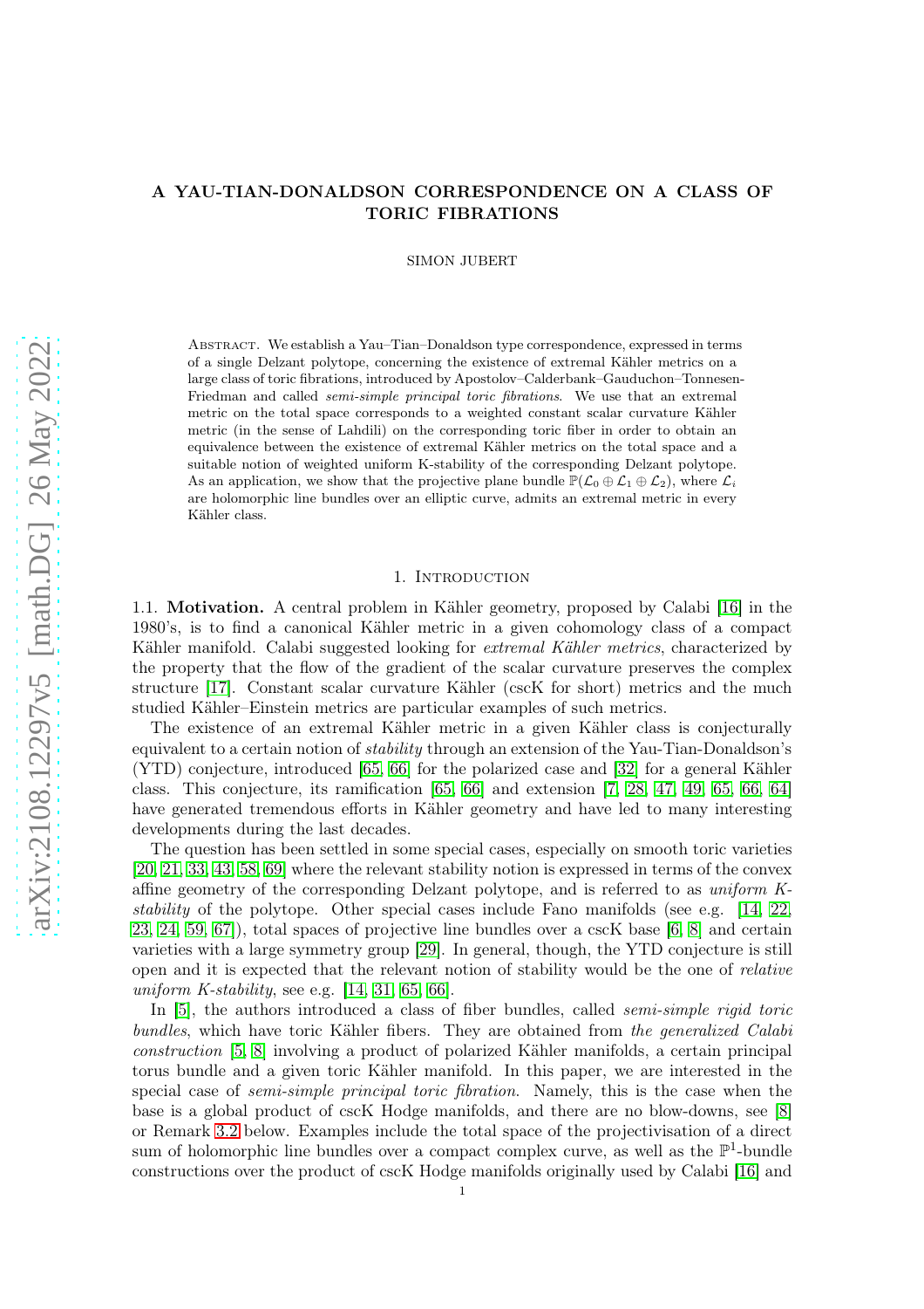# A YAU-TIAN-DONALDSON CORRESPONDENCE ON A CLASS OF TORIC FIBRATIONS

SIMON JUBERT

Abstract. We establish a Yau–Tian–Donaldson type correspondence, expressed in terms of a single Delzant polytope, concerning the existence of extremal Kähler metrics on a large class of toric fibrations, introduced by Apostolov–Calderbank–Gauduchon–Tonnesen-Friedman and called *semi-simple principal toric fibrations*. We use that an extremal metric on the total space corresponds to a weighted constant scalar curvature Kähler metric (in the sense of Lahdili) on the corresponding toric fiber in order to obtain an equivalence between the existence of extremal Kähler metrics on the total space and a suitable notion of weighted uniform K-stability of the corresponding Delzant polytope. As an application, we show that the projective plane bundle $\mathbb{P}(\mathcal{L}_0 \oplus \mathcal{L}_1 \oplus \mathcal{L}_2)$, where $\mathcal{L}_i$ are holomorphic line bundles over an elliptic curve, admits an extremal metric in every Kähler class.

## 1. Introduction

1.1. **Motivation.** A central problem in Kähler geometry, proposed by Calabi [16] in the 1980's, is to find a canonical Kähler metric in a given cohomology class of a compact Kähler manifold. Calabi suggested looking for *extremal Kähler metrics*, characterized by the property that the flow of the gradient of the scalar curvature preserves the complex structure [17]. Constant scalar curvature Kähler (cscK for short) metrics and the much studied Kähler–Einstein metrics are particular examples of such metrics.

The existence of an extremal Kähler metric in a given Kähler class is conjecturally equivalent to a certain notion of *stability* through an extension of the Yau-Tian-Donaldson's (YTD) conjecture, introduced [65, 66] for the polarized case and [32] for a general Kähler class. This conjecture, its ramification [65, 66] and extension [7, 28, 47, 49, 65, 66, 64] have generated tremendous efforts in Kähler geometry and have led to many interesting developments during the last decades.

The question has been settled in some special cases, especially on smooth toric varieties [20, 21, 33, 43, 58, 69] where the relevant stability notion is expressed in terms of the convex affine geometry of the corresponding Delzant polytope, and is referred to as *uniform K-stability* of the polytope. Other special cases include Fano manifolds (see e.g. [14, 22, 23, 24, 59, 67]), total spaces of projective line bundles over a cscK base [6, 8] and certain varieties with a large symmetry group [29]. In general, though, the YTD conjecture is still open and it is expected that the relevant notion of stability would be the one of *relative uniform K-stability*, see e.g. [14, 31, 65, 66].

In [5], the authors introduced a class of fiber bundles, called *semi-simple rigid toric bundles*, which have toric Kähler fibers. They are obtained from *the generalized Calabi construction* [5, 8] involving a product of polarized Kähler manifolds, a certain principal torus bundle and a given toric Kähler manifold. In this paper, we are interested in the special case of *semi-simple principal toric fibration*. Namely, this is the case when the base is a global product of cscK Hodge manifolds, and there are no blow-downs, see [8] or Remark 3.2 below. Examples include the total space of the projectivisation of a direct sum of holomorphic line bundles over a compact complex curve, as well as the $\mathbb{P}^1$-bundle constructions over the product of cscK Hodge manifolds originally used by Calabi [16] and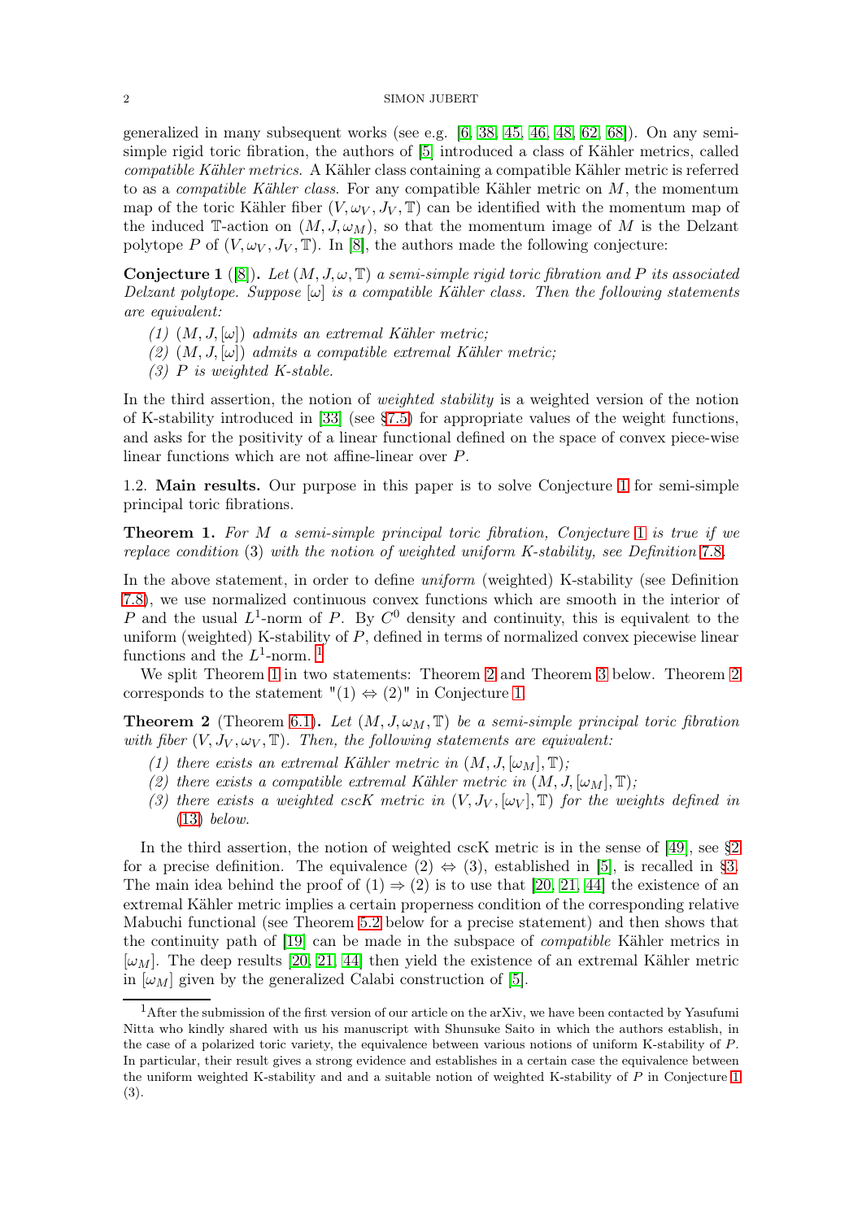generalized in many subsequent works (see e.g. [6, 38, 45, 46, 48, 62, 68]). On any semi-simple rigid toric fibration, the authors of [5] introduced a class of Kähler metrics, called *compatible Kähler metrics*. A Kähler class containing a compatible Kähler metric is referred to as a *compatible Kähler class*. For any compatible Kähler metric on $M$, the momentum map of the toric Kähler fiber $(V, \omega_V, J_V, \mathbb{T})$ can be identified with the momentum map of the induced $\mathbb{T}$-action on $(M, J, \omega_M)$, so that the momentum image of $M$ is the Delzant polytope $P$ of $(V, \omega_V, J_V, \mathbb{T})$. In [8], the authors made the following conjecture:

**Conjecture 1** ([8]). *Let $(M, J, \omega, \mathbb{T})$ a semi-simple rigid toric fibration and $P$ its associated Delzant polytope. Suppose $[\omega]$ is a compatible Kähler class. Then the following statements are equivalent:*

*(1) $(M, J, [\omega])$ admits an extremal Kähler metric;*
*(2) $(M, J, [\omega])$ admits a compatible extremal Kähler metric;*
*(3) $P$ is weighted K-stable.*

In the third assertion, the notion of *weighted stability* is a weighted version of the notion of K-stability introduced in [33] (see §7.5) for appropriate values of the weight functions, and asks for the positivity of a linear functional defined on the space of convex piece-wise linear functions which are not affine-linear over $P$.

1.2. **Main results.** Our purpose in this paper is to solve Conjecture 1 for semi-simple principal toric fibrations.

**Theorem 1.** *For $M$ a semi-simple principal toric fibration, Conjecture 1 is true if we replace condition* (3) *with the notion of weighted uniform K-stability, see Definition 7.8.*

In the above statement, in order to define *uniform* (weighted) K-stability (see Definition 7.8), we use normalized continuous convex functions which are smooth in the interior of $P$ and the usual $L^1$-norm of $P$. By $C^0$ density and continuity, this is equivalent to the uniform (weighted) K-stability of $P$, defined in terms of normalized convex piecewise linear functions and the $L^1$-norm. [1]

We split Theorem 1 in two statements: Theorem 2 and Theorem 3 below. Theorem 2 corresponds to the statement "(1) ⇔ (2)" in Conjecture 1.

**Theorem 2** (Theorem 6.1)**.** *Let $(M, J, \omega_M, \mathbb{T})$ be a semi-simple principal toric fibration with fiber $(V, J_V, \omega_V, \mathbb{T})$. Then, the following statements are equivalent:*

*(1) there exists an extremal Kähler metric in $(M, J, [\omega_M], \mathbb{T})$;*
*(2) there exists a compatible extremal Kähler metric in $(M, J, [\omega_M], \mathbb{T})$;*
*(3) there exists a weighted cscK metric in $(V, J_V, [\omega_V], \mathbb{T})$ for the weights defined in (13) below.*

In the third assertion, the notion of weighted cscK metric is in the sense of [49], see §2 for a precise definition. The equivalence (2) ⇔ (3), established in [5], is recalled in §3. The main idea behind the proof of (1) ⇒ (2) is to use that [20, 21, 44] the existence of an extremal Kähler metric implies a certain properness condition of the corresponding relative Mabuchi functional (see Theorem 5.2 below for a precise statement) and then shows that the continuity path of [19] can be made in the subspace of *compatible* Kähler metrics in $[\omega_M]$. The deep results [20, 21, 44] then yield the existence of an extremal Kähler metric in $[\omega_M]$ given by the generalized Calabi construction of [5].

[1] After the submission of the first version of our article on the arXiv, we have been contacted by Yasufumi Nitta who kindly shared with us his manuscript with Shunsuke Saito in which the authors establish, in the case of a polarized toric variety, the equivalence between various notions of uniform K-stability of $P$. In particular, their result gives a strong evidence and establishes in a certain case the equivalence between the uniform weighted K-stability and and a suitable notion of weighted K-stability of $P$ in Conjecture 1 (3).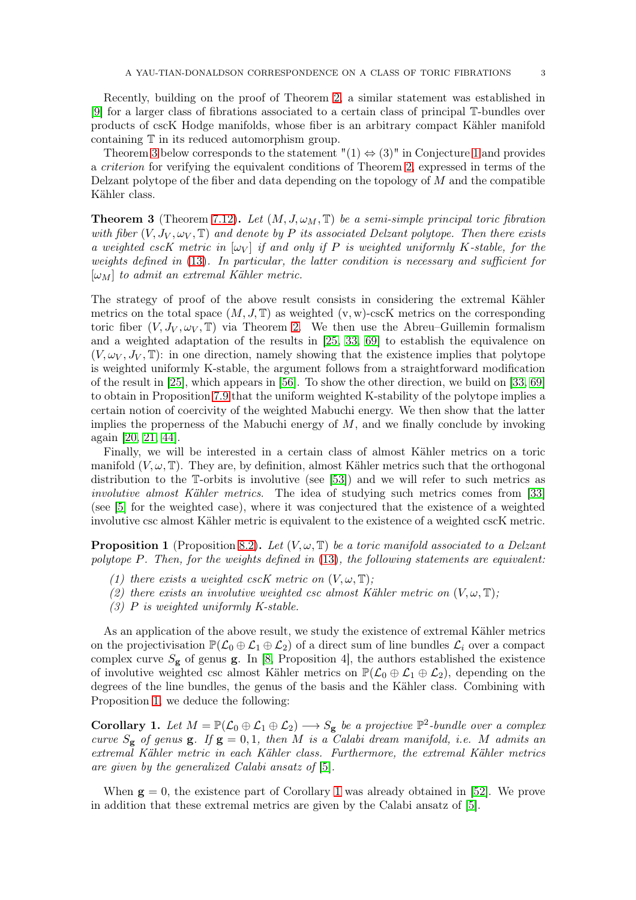Recently, building on the proof of Theorem 2, a similar statement was established in [9] for a larger class of fibrations associated to a certain class of principal $\mathbb{T}$-bundles over products of cscK Hodge manifolds, whose fiber is an arbitrary compact Kähler manifold containing $\mathbb{T}$ in its reduced automorphism group.

Theorem 3 below corresponds to the statement "(1) $\Leftrightarrow$ (3)" in Conjecture 1 and provides a *criterion* for verifying the equivalent conditions of Theorem 2, expressed in terms of the Delzant polytope of the fiber and data depending on the topology of $M$ and the compatible Kähler class.

**Theorem 3** (Theorem 7.12)**.** *Let $(M, J, \omega_M, \mathbb{T})$ be a semi-simple principal toric fibration with fiber $(V, J_V, \omega_V, \mathbb{T})$ and denote by $P$ its associated Delzant polytope. Then there exists a weighted cscK metric in $[\omega_V]$ if and only if $P$ is weighted uniformly K-stable, for the weights defined in (13). In particular, the latter condition is necessary and sufficient for $[\omega_M]$ to admit an extremal Kähler metric.*

The strategy of proof of the above result consists in considering the extremal Kähler metrics on the total space $(M, J, \mathbb{T})$ as weighted (v, w)-cscK metrics on the corresponding toric fiber $(V, J_V, \omega_V, \mathbb{T})$ via Theorem 2. We then use the Abreu–Guillemin formalism and a weighted adaptation of the results in [25, 33, 69] to establish the equivalence on $(V, \omega_V, J_V, \mathbb{T})$: in one direction, namely showing that the existence implies that polytope is weighted uniformly K-stable, the argument follows from a straightforward modification of the result in [25], which appears in [56]. To show the other direction, we build on [33, 69] to obtain in Proposition 7.9 that the uniform weighted K-stability of the polytope implies a certain notion of coercivity of the weighted Mabuchi energy. We then show that the latter implies the properness of the Mabuchi energy of $M$, and we finally conclude by invoking again [20, 21, 44].

Finally, we will be interested in a certain class of almost Kähler metrics on a toric manifold $(V, \omega, \mathbb{T})$. They are, by definition, almost Kähler metrics such that the orthogonal distribution to the $\mathbb{T}$-orbits is involutive (see [53]) and we will refer to such metrics as *involutive almost Kähler metrics*. The idea of studying such metrics comes from [33] (see [5] for the weighted case), where it was conjectured that the existence of a weighted involutive csc almost Kähler metric is equivalent to the existence of a weighted cscK metric.

**Proposition 1** (Proposition 8.2)**.** *Let $(V, \omega, \mathbb{T})$ be a toric manifold associated to a Delzant polytope $P$. Then, for the weights defined in (13), the following statements are equivalent:*

*(1) there exists a weighted cscK metric on $(V, \omega, \mathbb{T})$;*
*(2) there exists an involutive weighted csc almost Kähler metric on $(V, \omega, \mathbb{T})$;*
*(3) $P$ is weighted uniformly K-stable.*

As an application of the above result, we study the existence of extremal Kähler metrics on the projectivisation $\mathbb{P}(\mathcal{L}_0 \oplus \mathcal{L}_1 \oplus \mathcal{L}_2)$ of a direct sum of line bundles $\mathcal{L}_i$ over a compact complex curve $S_{\mathbf{g}}$ of genus $\mathbf{g}$. In [8, Proposition 4], the authors established the existence of involutive weighted csc almost Kähler metrics on $\mathbb{P}(\mathcal{L}_0 \oplus \mathcal{L}_1 \oplus \mathcal{L}_2)$, depending on the degrees of the line bundles, the genus of the basis and the Kähler class. Combining with Proposition 1, we deduce the following:

**Corollary 1.** *Let $M = \mathbb{P}(\mathcal{L}_0 \oplus \mathcal{L}_1 \oplus \mathcal{L}_2) \longrightarrow S_{\mathbf{g}}$ be a projective $\mathbb{P}^2$-bundle over a complex curve $S_{\mathbf{g}}$ of genus $\mathbf{g}$. If $\mathbf{g} = 0, 1$, then $M$ is a Calabi dream manifold, i.e. $M$ admits an extremal Kähler metric in each Kähler class. Furthermore, the extremal Kähler metrics are given by the generalized Calabi ansatz of [5].*

When $\mathbf{g} = 0$, the existence part of Corollary 1 was already obtained in [52]. We prove in addition that these extremal metrics are given by the Calabi ansatz of [5].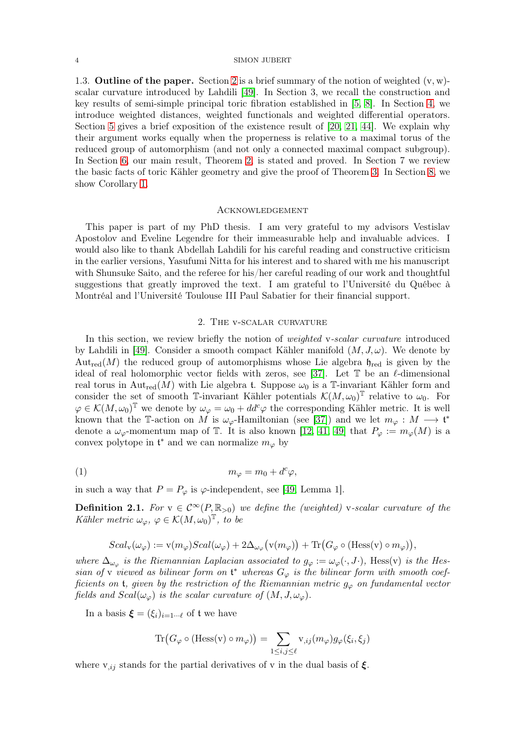1.3. **Outline of the paper.** Section 2 is a brief summary of the notion of weighted (v, w)-scalar curvature introduced by Lahdili [49]. In Section 3, we recall the construction and key results of semi-simple principal toric fibration established in [5, 8]. In Section 4, we introduce weighted distances, weighted functionals and weighted differential operators. Section 5 gives a brief exposition of the existence result of [20, 21, 44]. We explain why their argument works equally when the properness is relative to a maximal torus of the reduced group of automorphism (and not only a connected maximal compact subgroup). In Section 6, our main result, Theorem 2, is stated and proved. In Section 7 we review the basic facts of toric Kähler geometry and give the proof of Theorem 3. In Section 8, we show Corollary 1.

## Acknowledgement

This paper is part of my PhD thesis. I am very grateful to my advisors Vestislav Apostolov and Eveline Legendre for their immeasurable help and invaluable advices. I would also like to thank Abdellah Lahdili for his careful reading and constructive criticism in the earlier versions, Yasufumi Nitta for his interest and to shared with me his manuscript with Shunsuke Saito, and the referee for his/her careful reading of our work and thoughtful suggestions that greatly improved the text. I am grateful to l'Université du Québec à Montréal and l'Université Toulouse III Paul Sabatier for their financial support.

## 2. The v-scalar curvature

In this section, we review briefly the notion of *weighted* v*-scalar curvature* introduced by Lahdili in [49]. Consider a smooth compact Kähler manifold $(M, J, \omega)$. We denote by $\mathrm{Aut}_{\mathrm{red}}(M)$ the reduced group of automorphisms whose Lie algebra $\mathfrak{h}_{\mathrm{red}}$ is given by the ideal of real holomorphic vector fields with zeros, see [37]. Let $\mathbb{T}$ be an $\ell$-dimensional real torus in $\mathrm{Aut}_{\mathrm{red}}(M)$ with Lie algebra $\mathfrak{t}$. Suppose $\omega_0$ is a $\mathbb{T}$-invariant Kähler form and consider the set of smooth $\mathbb{T}$-invariant Kähler potentials $\mathcal{K}(M,\omega_0)^{\mathbb{T}}$ relative to $\omega_0$. For $\varphi \in \mathcal{K}(M,\omega_0)^{\mathbb{T}}$ we denote by $\omega_\varphi = \omega_0 + dd^c\varphi$ the corresponding Kähler metric. It is well known that the $\mathbb{T}$-action on $M$ is $\omega_\varphi$-Hamiltonian (see [37]) and we let $m_\varphi : M \longrightarrow \mathfrak{t}^*$ denote a $\omega_\varphi$-momentum map of $\mathbb{T}$. It is also known [12, 41, 49] that $P_\varphi := m_\varphi(M)$ is a convex polytope in $\mathfrak{t}^*$ and we can normalize $m_\varphi$ by

$$m_\varphi = m_0 + d^c\varphi, \tag{1}$$

in such a way that $P = P_\varphi$ is $\varphi$-independent, see [49, Lemma 1].

**Definition 2.1.** *For* $\mathrm{v} \in \mathcal{C}^\infty(P, \mathbb{R}_{>0})$ *we define the (weighted)* v*-scalar curvature of the Kähler metric* $\omega_\varphi$, $\varphi \in \mathcal{K}(M,\omega_0)^{\mathbb{T}}$, *to be*

$$Scal_{\mathrm{v}}(\omega_\varphi) := \mathrm{v}(m_\varphi)Scal(\omega_\varphi) + 2\Delta_{\omega_\varphi}\big(\mathrm{v}(m_\varphi)\big) + \mathrm{Tr}\big(G_\varphi \circ (\mathrm{Hess}(\mathrm{v}) \circ m_\varphi)\big),$$

*where* $\Delta_{\omega_\varphi}$ *is the Riemannian Laplacian associated to* $g_\varphi := \omega_\varphi(\cdot, J\cdot)$, $\mathrm{Hess}(\mathrm{v})$ *is the Hessian of* v *viewed as bilinear form on* $\mathfrak{t}^*$ *whereas* $G_\varphi$ *is the bilinear form with smooth coefficients on* $\mathfrak{t}$, *given by the restriction of the Riemannian metric* $g_\varphi$ *on fundamental vector fields and* $Scal(\omega_\varphi)$ *is the scalar curvature of* $(M, J, \omega_\varphi)$.

In a basis $\boldsymbol{\xi} = (\xi_i)_{i=1\cdots\ell}$ of $\mathfrak{t}$ we have

$$\mathrm{Tr}\big(G_\varphi \circ (\mathrm{Hess}(\mathrm{v}) \circ m_\varphi)\big) = \sum_{1\le i,j\le \ell} \mathrm{v}_{,ij}(m_\varphi)g_\varphi(\xi_i,\xi_j)$$

where $\mathrm{v}_{,ij}$ stands for the partial derivatives of v in the dual basis of $\boldsymbol{\xi}$.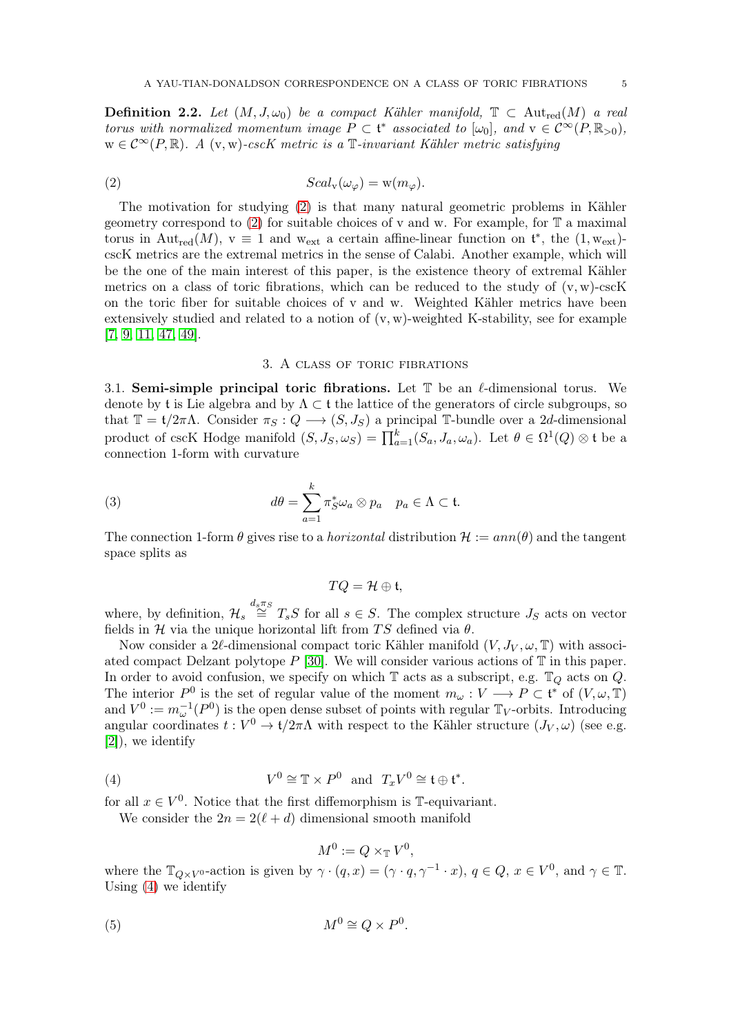**Definition 2.2.** *Let $(M, J, \omega_0)$ be a compact Kähler manifold, $\mathbb{T} \subset \mathrm{Aut}_{\mathrm{red}}(M)$ a real torus with normalized momentum image $P \subset \mathfrak{t}^*$ associated to $[\omega_0]$, and $\mathrm{v} \in \mathcal{C}^\infty(P, \mathbb{R}_{>0})$, $\mathrm{w} \in \mathcal{C}^\infty(P, \mathbb{R})$. A $(\mathrm{v}, \mathrm{w})$-cscK metric is a $\mathbb{T}$-invariant Kähler metric satisfying*

$$Scal_{\mathrm{v}}(\omega_\varphi) = \mathrm{w}(m_\varphi). \tag{2}$$

The motivation for studying (2) is that many natural geometric problems in Kähler geometry correspond to (2) for suitable choices of v and w. For example, for $\mathbb{T}$ a maximal torus in $\mathrm{Aut}_{\mathrm{red}}(M)$, $\mathrm{v} \equiv 1$ and $\mathrm{w}_{\mathrm{ext}}$ a certain affine-linear function on $\mathfrak{t}^*$, the $(1, \mathrm{w}_{\mathrm{ext}})$-cscK metrics are the extremal metrics in the sense of Calabi. Another example, which will be the one of the main interest of this paper, is the existence theory of extremal Kähler metrics on a class of toric fibrations, which can be reduced to the study of $(\mathrm{v}, \mathrm{w})$-cscK on the toric fiber for suitable choices of v and w. Weighted Kähler metrics have been extensively studied and related to a notion of $(\mathrm{v}, \mathrm{w})$-weighted K-stability, see for example [7, 9, 11, 47, 49].

## 3. A class of toric fibrations

**3.1. Semi-simple principal toric fibrations.** Let $\mathbb{T}$ be an $\ell$-dimensional torus. We denote by $\mathfrak{t}$ is Lie algebra and by $\Lambda \subset \mathfrak{t}$ the lattice of the generators of circle subgroups, so that $\mathbb{T} = \mathfrak{t}/2\pi\Lambda$. Consider $\pi_S : Q \longrightarrow (S, J_S)$ a principal $\mathbb{T}$-bundle over a $2d$-dimensional product of cscK Hodge manifold $(S, J_S, \omega_S) = \prod_{a=1}^k (S_a, J_a, \omega_a)$. Let $\theta \in \Omega^1(Q) \otimes \mathfrak{t}$ be a connection 1-form with curvature

$$d\theta = \sum_{a=1}^k \pi_S^* \omega_a \otimes p_a \quad p_a \in \Lambda \subset \mathfrak{t}. \tag{3}$$

The connection 1-form $\theta$ gives rise to a *horizontal* distribution $\mathcal{H} := ann(\theta)$ and the tangent space splits as

$$TQ = \mathcal{H} \oplus \mathfrak{t},$$

where, by definition, $\mathcal{H}_s \overset{d_s\pi_S}{\cong} T_sS$ for all $s \in S$. The complex structure $J_S$ acts on vector fields in $\mathcal{H}$ via the unique horizontal lift from $TS$ defined via $\theta$.

Now consider a $2\ell$-dimensional compact toric Kähler manifold $(V, J_V, \omega, \mathbb{T})$ with associated compact Delzant polytope $P$ [30]. We will consider various actions of $\mathbb{T}$ in this paper. In order to avoid confusion, we specify on which $\mathbb{T}$ acts as a subscript, e.g. $\mathbb{T}_Q$ acts on $Q$. The interior $P^0$ is the set of regular value of the moment $m_\omega : V \longrightarrow P \subset \mathfrak{t}^*$ of $(V, \omega, \mathbb{T})$ and $V^0 := m_\omega^{-1}(P^0)$ is the open dense subset of points with regular $\mathbb{T}_V$-orbits. Introducing angular coordinates $t : V^0 \to \mathfrak{t}/2\pi\Lambda$ with respect to the Kähler structure $(J_V, \omega)$ (see e.g. [2]), we identify

$$V^0 \cong \mathbb{T} \times P^0 \ \text{ and } \ T_xV^0 \cong \mathfrak{t} \oplus \mathfrak{t}^*. \tag{4}$$

for all $x \in V^0$. Notice that the first diffemorphism is $\mathbb{T}$-equivariant.

We consider the $2n = 2(\ell + d)$ dimensional smooth manifold

$$M^0 := Q \times_{\mathbb{T}} V^0,$$

where the $\mathbb{T}_{Q \times V^0}$-action is given by $\gamma \cdot (q, x) = (\gamma \cdot q, \gamma^{-1} \cdot x)$, $q \in Q$, $x \in V^0$, and $\gamma \in \mathbb{T}$. Using (4) we identify

$$M^0 \cong Q \times P^0. \tag{5}$$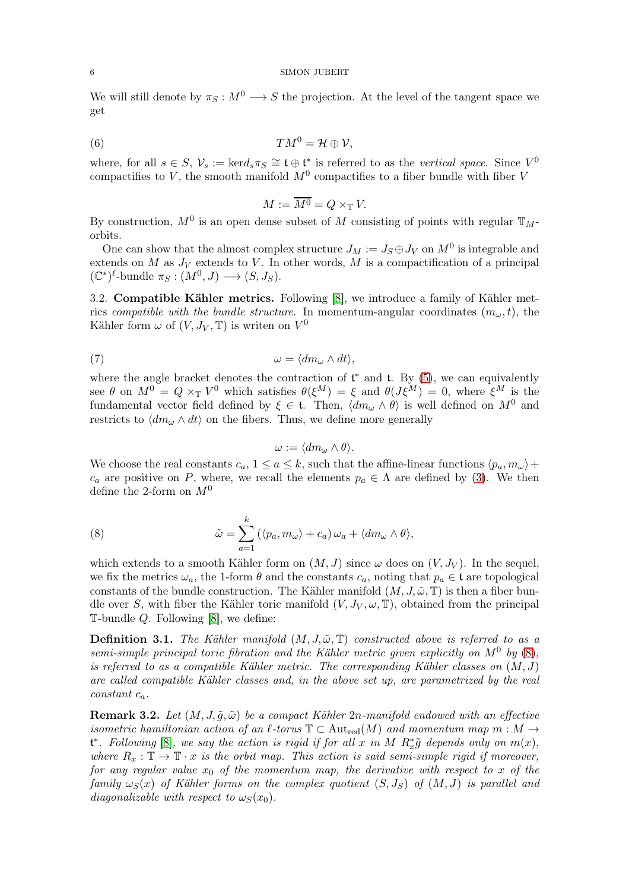We will still denote by $\pi_S : M^0 \longrightarrow S$ the projection. At the level of the tangent space we get

$$TM^0 = \mathcal{H} \oplus \mathcal{V}, \tag{6}$$

where, for all $s \in S$, $\mathcal{V}_s := \ker d_s \pi_S \cong \mathfrak{t} \oplus \mathfrak{t}^*$ is referred to as the *vertical space*. Since $V^0$ compactifies to $V$, the smooth manifold $M^0$ compactifies to a fiber bundle with fiber $V$

$$M := \overline{M^0} = Q \times_{\mathbb{T}} V.$$

By construction, $M^0$ is an open dense subset of $M$ consisting of points with regular $\mathbb{T}_M$-orbits.

One can show that the almost complex structure $J_M := J_S \oplus J_V$ on $M^0$ is integrable and extends on $M$ as $J_V$ extends to $V$. In other words, $M$ is a compactification of a principal $(\mathbb{C}^*)^\ell$-bundle $\pi_S : (M^0, J) \longrightarrow (S, J_S)$.

3.2. **Compatible Kähler metrics.** Following [8], we introduce a family of Kähler metrics *compatible with the bundle structure.* In momentum-angular coordinates $(m_\omega, t)$, the Kähler form $\omega$ of $(V, J_V, \mathbb{T})$ is writen on $V^0$

$$\omega = \langle dm_\omega \wedge dt \rangle, \tag{7}$$

where the angle bracket denotes the contraction of $\mathfrak{t}^*$ and $\mathfrak{t}$. By (5), we can equivalently see $\theta$ on $M^0 = Q \times_{\mathbb{T}} V^0$ which satisfies $\theta(\xi^M) = \xi$ and $\theta(J\xi^M) = 0$, where $\xi^M$ is the fundamental vector field defined by $\xi \in \mathfrak{t}$. Then, $\langle dm_\omega \wedge \theta \rangle$ is well defined on $M^0$ and restricts to $\langle dm_\omega \wedge dt \rangle$ on the fibers. Thus, we define more generally

$$\omega := \langle dm_\omega \wedge \theta \rangle.$$

We choose the real constants $c_a$, $1 \leq a \leq k$, such that the affine-linear functions $\langle p_a, m_\omega \rangle + c_a$ are positive on $P$, where, we recall the elements $p_a \in \Lambda$ are defined by (3). We then define the 2-form on $M^0$

$$\tilde{\omega} = \sum_{a=1}^{k} \left( \langle p_a, m_\omega \rangle + c_a \right) \omega_a + \langle dm_\omega \wedge \theta \rangle, \tag{8}$$

which extends to a smooth Kähler form on $(M, J)$ since $\omega$ does on $(V, J_V)$. In the sequel, we fix the metrics $\omega_a$, the 1-form $\theta$ and the constants $c_a$, noting that $p_a \in \mathfrak{t}$ are topological constants of the bundle construction. The Kähler manifold $(M, J, \tilde{\omega}, \mathbb{T})$ is then a fiber bundle over $S$, with fiber the Kähler toric manifold $(V, J_V, \omega, \mathbb{T})$, obtained from the principal $\mathbb{T}$-bundle $Q$. Following [8], we define:

**Definition 3.1.** *The Kähler manifold $(M, J, \tilde{\omega}, \mathbb{T})$ constructed above is referred to as a semi-simple principal toric fibration and the Kähler metric given explicitly on $M^0$ by (8), is referred to as a compatible Kähler metric. The corresponding Kähler classes on $(M, J)$ are called compatible Kähler classes and, in the above set up, are parametrized by the real constant $c_a$.*

**Remark 3.2.** *Let $(M, J, \tilde{g}, \tilde{\omega})$ be a compact Kähler $2n$-manifold endowed with an effective isometric hamiltonian action of an $\ell$-torus $\mathbb{T} \subset \mathrm{Aut}_{\mathrm{red}}(M)$ and momentum map $m : M \to \mathfrak{t}^*$. Following [8], we say the action is rigid if for all $x$ in $M$ $R_x^* \tilde{g}$ depends only on $m(x)$, where $R_x : \mathbb{T} \to \mathbb{T} \cdot x$ is the orbit map. This action is said semi-simple rigid if moreover, for any regular value $x_0$ of the momentum map, the derivative with respect to $x$ of the family $\omega_S(x)$ of Kähler forms on the complex quotient $(S, J_S)$ of $(M, J)$ is parallel and diagonalizable with respect to $\omega_S(x_0)$.*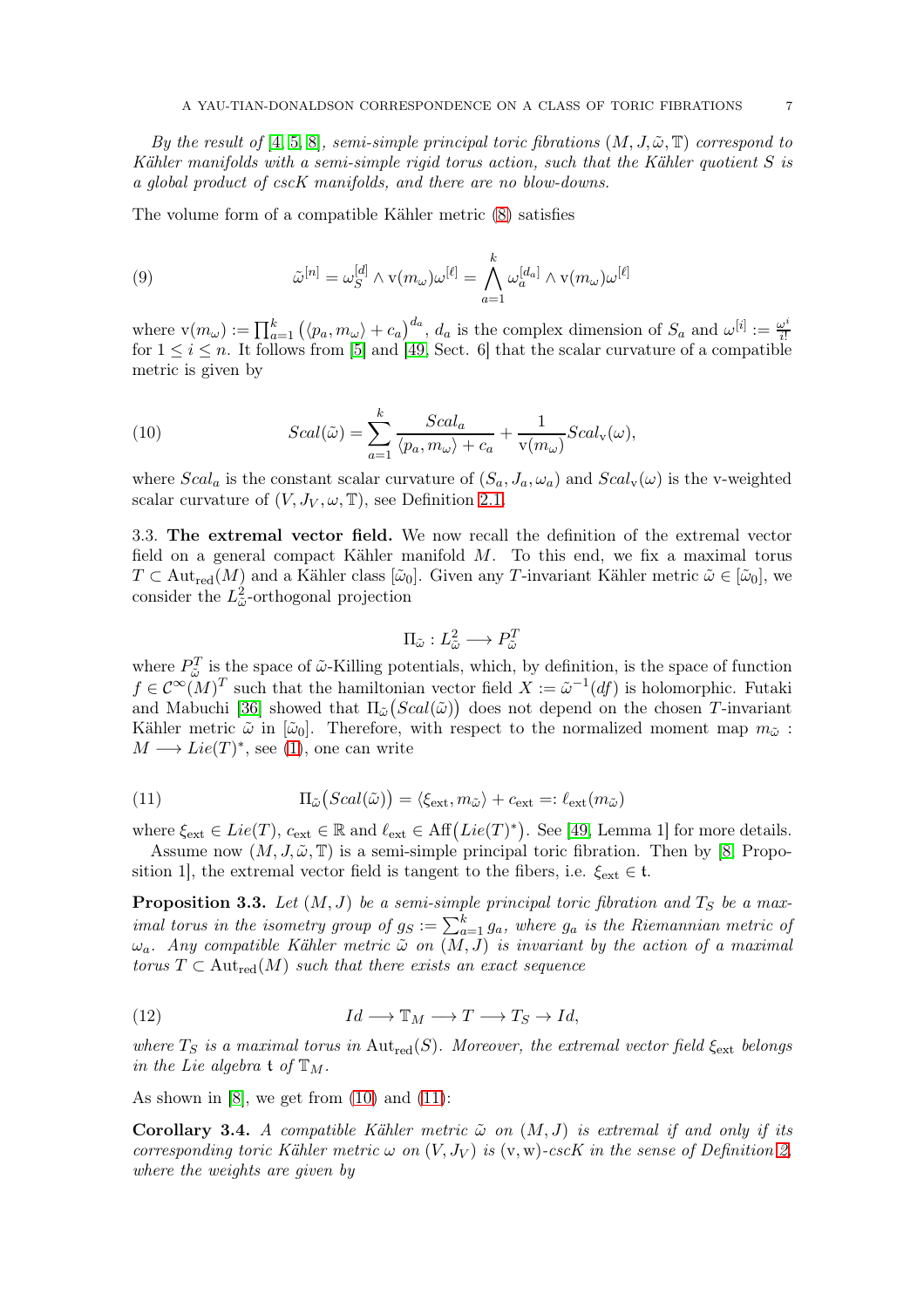*By the result of [4, 5, 8], semi-simple principal toric fibrations $(M, J, \tilde{\omega}, \mathbb{T})$ correspond to Kähler manifolds with a semi-simple rigid torus action, such that the Kähler quotient $S$ is a global product of cscK manifolds, and there are no blow-downs.*

The volume form of a compatible Kähler metric (8) satisfies

$$\tilde{\omega}^{[n]} = \omega_S^{[d]} \wedge \mathrm{v}(m_\omega)\omega^{[\ell]} = \bigwedge_{a=1}^{k} \omega_a^{[d_a]} \wedge \mathrm{v}(m_\omega)\omega^{[\ell]} \tag{9}$$

where $\mathrm{v}(m_\omega) := \prod_{a=1}^{k} \big(\langle p_a, m_\omega\rangle + c_a\big)^{d_a}$, $d_a$ is the complex dimension of $S_a$ and $\omega^{[i]} := \frac{\omega^i}{i!}$ for $1 \leq i \leq n$. It follows from [5] and [49, Sect. 6] that the scalar curvature of a compatible metric is given by

$$Scal(\tilde{\omega}) = \sum_{a=1}^{k} \frac{Scal_a}{\langle p_a, m_\omega\rangle + c_a} + \frac{1}{\mathrm{v}(m_\omega)} Scal_{\mathrm{v}}(\omega), \tag{10}$$

where $Scal_a$ is the constant scalar curvature of $(S_a, J_a, \omega_a)$ and $Scal_{\mathrm{v}}(\omega)$ is the v-weighted scalar curvature of $(V, J_V, \omega, \mathbb{T})$, see Definition 2.1.

3.3. **The extremal vector field.** We now recall the definition of the extremal vector field on a general compact Kähler manifold $M$. To this end, we fix a maximal torus $T \subset \mathrm{Aut}_{\mathrm{red}}(M)$ and a Kähler class $[\tilde{\omega}_0]$. Given any $T$-invariant Kähler metric $\tilde{\omega} \in [\tilde{\omega}_0]$, we consider the $L^2_{\tilde{\omega}}$-orthogonal projection

$$\Pi_{\tilde{\omega}} : L^2_{\tilde{\omega}} \longrightarrow P^T_{\tilde{\omega}}$$

where $P^T_{\tilde{\omega}}$ is the space of $\tilde{\omega}$-Killing potentials, which, by definition, is the space of function $f \in \mathcal{C}^\infty(M)^T$ such that the hamiltonian vector field $X := \tilde{\omega}^{-1}(df)$ is holomorphic. Futaki and Mabuchi [36] showed that $\Pi_{\tilde{\omega}}\big(Scal(\tilde{\omega})\big)$ does not depend on the chosen $T$-invariant Kähler metric $\tilde{\omega}$ in $[\tilde{\omega}_0]$. Therefore, with respect to the normalized moment map $m_{\tilde{\omega}} : M \longrightarrow Lie(T)^*$, see (1), one can write

$$\Pi_{\tilde{\omega}}\big(Scal(\tilde{\omega})\big) = \langle \xi_{\mathrm{ext}}, m_{\tilde{\omega}}\rangle + c_{\mathrm{ext}} =: \ell_{\mathrm{ext}}(m_{\tilde{\omega}}) \tag{11}$$

where $\xi_{\mathrm{ext}} \in Lie(T)$, $c_{\mathrm{ext}} \in \mathbb{R}$ and $\ell_{\mathrm{ext}} \in \mathrm{Aff}\big(Lie(T)^*\big)$. See [49, Lemma 1] for more details.

Assume now $(M, J, \tilde{\omega}, \mathbb{T})$ is a semi-simple principal toric fibration. Then by [8, Proposition 1], the extremal vector field is tangent to the fibers, i.e. $\xi_{\mathrm{ext}} \in \mathfrak{t}$.

**Proposition 3.3.** *Let $(M, J)$ be a semi-simple principal toric fibration and $T_S$ be a maximal torus in the isometry group of $g_S := \sum_{a=1}^{k} g_a$, where $g_a$ is the Riemannian metric of $\omega_a$. Any compatible Kähler metric $\tilde{\omega}$ on $(M, J)$ is invariant by the action of a maximal torus $T \subset \mathrm{Aut}_{\mathrm{red}}(M)$ such that there exists an exact sequence*

$$Id \longrightarrow \mathbb{T}_M \longrightarrow T \longrightarrow T_S \rightarrow Id, \tag{12}$$

*where $T_S$ is a maximal torus in $\mathrm{Aut}_{\mathrm{red}}(S)$. Moreover, the extremal vector field $\xi_{\mathrm{ext}}$ belongs in the Lie algebra $\mathfrak{t}$ of $\mathbb{T}_M$.*

As shown in [8], we get from (10) and (11):

**Corollary 3.4.** *A compatible Kähler metric $\tilde{\omega}$ on $(M, J)$ is extremal if and only if its corresponding toric Kähler metric $\omega$ on $(V, J_V)$ is $(\mathrm{v}, \mathrm{w})$-cscK in the sense of Definition 2, where the weights are given by*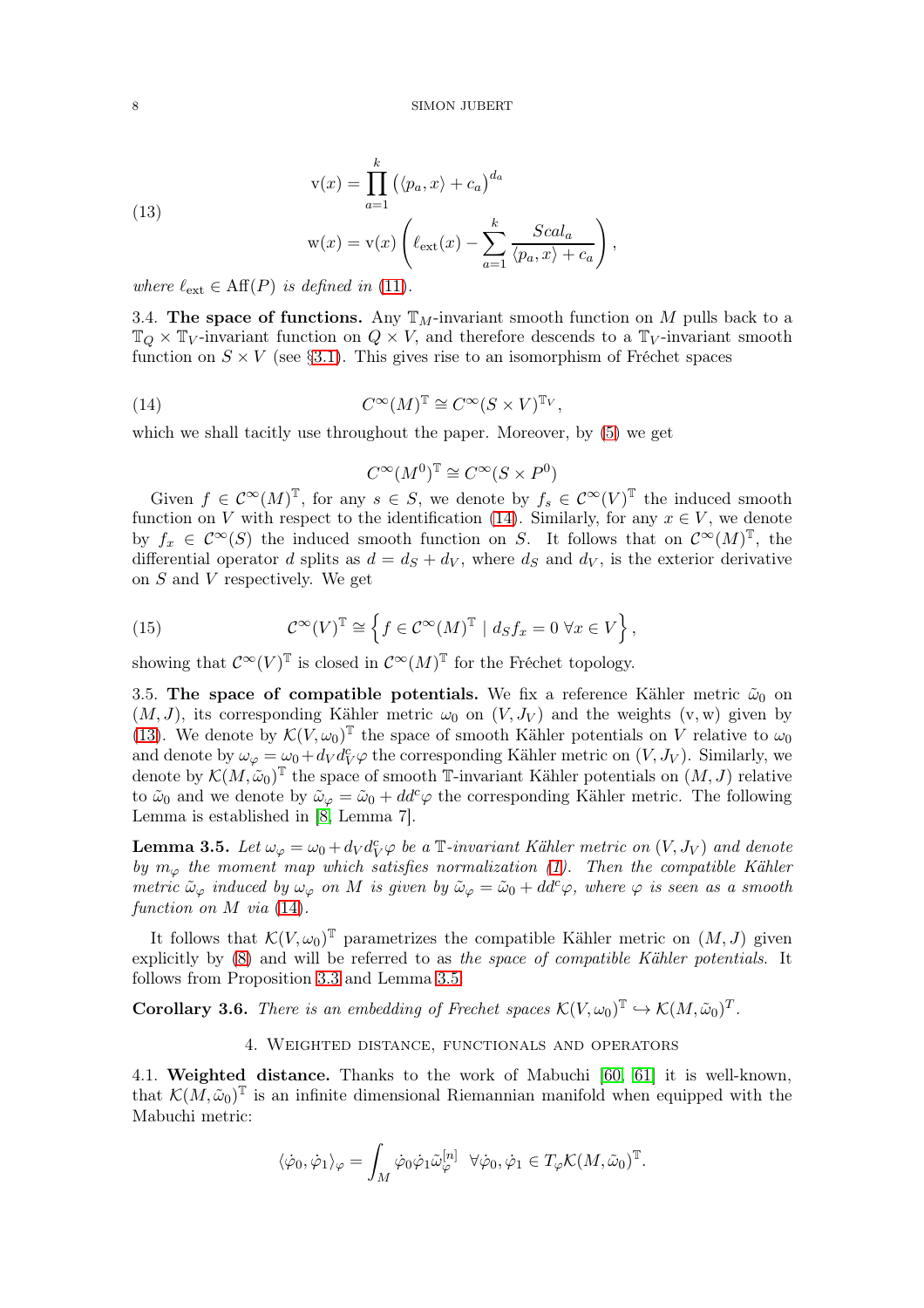$$
\begin{aligned}
\mathrm{v}(x) &= \prod_{a=1}^{k} \left(\langle p_a, x\rangle + c_a\right)^{d_a} \\
\mathrm{w}(x) &= \mathrm{v}(x)\left(\ell_{\mathrm{ext}}(x) - \sum_{a=1}^{k} \frac{Scal_a}{\langle p_a, x\rangle + c_a}\right),
\end{aligned} \tag{13}
$$

*where* $\ell_{\mathrm{ext}} \in \mathrm{Aff}(P)$ *is defined in* (11).

3.4. **The space of functions.** Any $\mathbb{T}_M$-invariant smooth function on $M$ pulls back to a $\mathbb{T}_Q \times \mathbb{T}_V$-invariant function on $Q \times V$, and therefore descends to a $\mathbb{T}_V$-invariant smooth function on $S \times V$ (see §3.1). This gives rise to an isomorphism of Fréchet spaces

$$
C^{\infty}(M)^{\mathbb{T}} \cong C^{\infty}(S \times V)^{\mathbb{T}_V}, \tag{14}
$$

which we shall tacitly use throughout the paper. Moreover, by (5) we get

$$
C^{\infty}(M^0)^{\mathbb{T}} \cong C^{\infty}(S \times P^0)
$$

Given $f \in \mathcal{C}^{\infty}(M)^{\mathbb{T}}$, for any $s \in S$, we denote by $f_s \in \mathcal{C}^{\infty}(V)^{\mathbb{T}}$ the induced smooth function on $V$ with respect to the identification (14). Similarly, for any $x \in V$, we denote by $f_x \in \mathcal{C}^{\infty}(S)$ the induced smooth function on $S$. It follows that on $\mathcal{C}^{\infty}(M)^{\mathbb{T}}$, the differential operator $d$ splits as $d = d_S + d_V$, where $d_S$ and $d_V$, is the exterior derivative on $S$ and $V$ respectively. We get

$$
\mathcal{C}^{\infty}(V)^{\mathbb{T}} \cong \left\{ f \in \mathcal{C}^{\infty}(M)^{\mathbb{T}} \mid d_S f_x = 0 \ \forall x \in V \right\}, \tag{15}
$$

showing that $\mathcal{C}^{\infty}(V)^{\mathbb{T}}$ is closed in $\mathcal{C}^{\infty}(M)^{\mathbb{T}}$ for the Fréchet topology.

3.5. **The space of compatible potentials.** We fix a reference Kähler metric $\tilde{\omega}_0$ on $(M, J)$, its corresponding Kähler metric $\omega_0$ on $(V, J_V)$ and the weights $(\mathrm{v}, \mathrm{w})$ given by (13). We denote by $\mathcal{K}(V, \omega_0)^{\mathbb{T}}$ the space of smooth Kähler potentials on $V$ relative to $\omega_0$ and denote by $\omega_\varphi = \omega_0 + d_V d_V^c \varphi$ the corresponding Kähler metric on $(V, J_V)$. Similarly, we denote by $\mathcal{K}(M, \tilde{\omega}_0)^{\mathbb{T}}$ the space of smooth $\mathbb{T}$-invariant Kähler potentials on $(M, J)$ relative to $\tilde{\omega}_0$ and we denote by $\tilde{\omega}_\varphi = \tilde{\omega}_0 + dd^c\varphi$ the corresponding Kähler metric. The following Lemma is established in [8, Lemma 7].

**Lemma 3.5.** *Let* $\omega_\varphi = \omega_0 + d_V d_V^c \varphi$ *be a* $\mathbb{T}$*-invariant Kähler metric on* $(V, J_V)$ *and denote by* $m_\varphi$ *the moment map which satisfies normalization* (1)*. Then the compatible Kähler metric* $\tilde{\omega}_\varphi$ *induced by* $\omega_\varphi$ *on* $M$ *is given by* $\tilde{\omega}_\varphi = \tilde{\omega}_0 + dd^c\varphi$*, where* $\varphi$ *is seen as a smooth function on* $M$ *via* (14)*.*

It follows that $\mathcal{K}(V, \omega_0)^{\mathbb{T}}$ parametrizes the compatible Kähler metric on $(M, J)$ given explicitly by (8) and will be referred to as *the space of compatible Kähler potentials.* It follows from Proposition 3.3 and Lemma 3.5

**Corollary 3.6.** *There is an embedding of Frechet spaces* $\mathcal{K}(V, \omega_0)^{\mathbb{T}} \hookrightarrow \mathcal{K}(M, \tilde{\omega}_0)^{T}$*.*

## 4. Weighted distance, functionals and operators

4.1. **Weighted distance.** Thanks to the work of Mabuchi [60, 61] it is well-known, that $\mathcal{K}(M, \tilde{\omega}_0)^{\mathbb{T}}$ is an infinite dimensional Riemannian manifold when equipped with the Mabuchi metric:

$$
\langle \dot{\varphi}_0, \dot{\varphi}_1 \rangle_\varphi = \int_M \dot{\varphi}_0 \dot{\varphi}_1 \tilde{\omega}_\varphi^{[n]} \quad \forall \dot{\varphi}_0, \dot{\varphi}_1 \in T_\varphi \mathcal{K}(M, \tilde{\omega}_0)^{\mathbb{T}}.
$$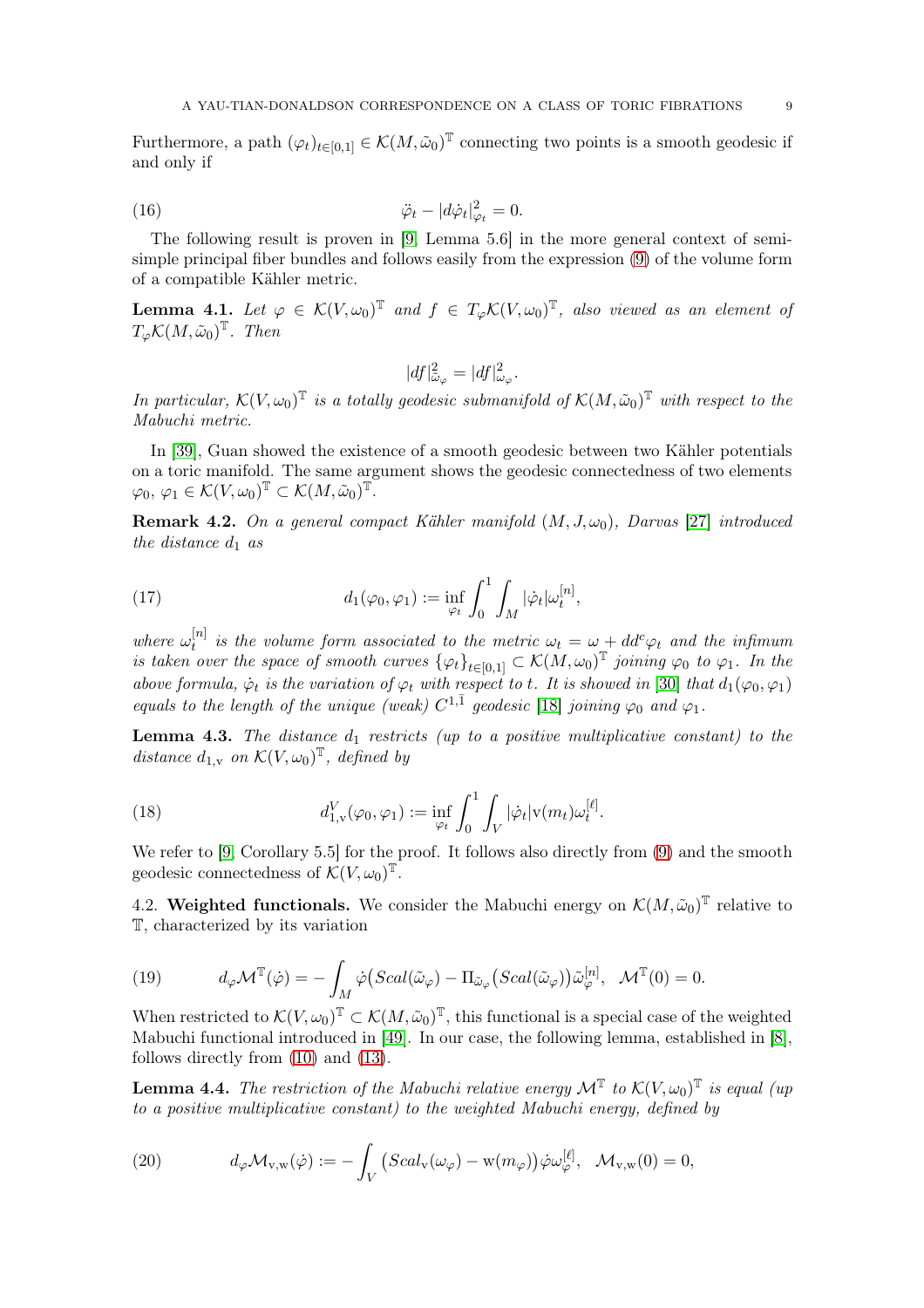Furthermore, a path $(\varphi_t)_{t\in[0,1]} \in \mathcal{K}(M,\tilde{\omega}_0)^{\mathbb{T}}$ connecting two points is a smooth geodesic if and only if

$$\ddot{\varphi}_t - |d\dot{\varphi}_t|^2_{\varphi_t} = 0. \tag{16}$$

The following result is proven in [9, Lemma 5.6] in the more general context of semi-simple principal fiber bundles and follows easily from the expression (9) of the volume form of a compatible Kähler metric.

**Lemma 4.1.** *Let $\varphi \in \mathcal{K}(V,\omega_0)^{\mathbb{T}}$ and $f \in T_\varphi\mathcal{K}(V,\omega_0)^{\mathbb{T}}$, also viewed as an element of $T_\varphi\mathcal{K}(M,\tilde{\omega}_0)^{\mathbb{T}}$. Then*

$$|df|^2_{\tilde{\omega}_\varphi} = |df|^2_{\omega_\varphi}.$$

*In particular, $\mathcal{K}(V,\omega_0)^{\mathbb{T}}$ is a totally geodesic submanifold of $\mathcal{K}(M,\tilde{\omega}_0)^{\mathbb{T}}$ with respect to the Mabuchi metric.*

In [39], Guan showed the existence of a smooth geodesic between two Kähler potentials on a toric manifold. The same argument shows the geodesic connectedness of two elements $\varphi_0,\, \varphi_1 \in \mathcal{K}(V,\omega_0)^{\mathbb{T}} \subset \mathcal{K}(M,\tilde{\omega}_0)^{\mathbb{T}}$.

**Remark 4.2.** *On a general compact Kähler manifold $(M,J,\omega_0)$, Darvas [27] introduced the distance $d_1$ as*

$$d_1(\varphi_0,\varphi_1) := \inf_{\varphi_t} \int_0^1 \int_M |\dot{\varphi}_t| \omega_t^{[n]}, \tag{17}$$

*where $\omega_t^{[n]}$ is the volume form associated to the metric $\omega_t = \omega + dd^c\varphi_t$ and the infimum is taken over the space of smooth curves $\{\varphi_t\}_{t\in[0,1]} \subset \mathcal{K}(M,\omega_0)^{\mathbb{T}}$ joining $\varphi_0$ to $\varphi_1$. In the above formula, $\dot{\varphi}_t$ is the variation of $\varphi_t$ with respect to $t$. It is showed in [30] that $d_1(\varphi_0,\varphi_1)$ equals to the length of the unique (weak) $C^{1,\bar{1}}$ geodesic [18] joining $\varphi_0$ and $\varphi_1$.*

**Lemma 4.3.** *The distance $d_1$ restricts (up to a positive multiplicative constant) to the distance $d_{1,\mathrm{v}}$ on $\mathcal{K}(V,\omega_0)^{\mathbb{T}}$, defined by*

$$d^V_{1,\mathrm{v}}(\varphi_0,\varphi_1) := \inf_{\varphi_t} \int_0^1 \int_V |\dot{\varphi}_t| \mathrm{v}(m_t)\omega_t^{[\ell]}. \tag{18}$$

We refer to [9, Corollary 5.5] for the proof. It follows also directly from (9) and the smooth geodesic connectedness of $\mathcal{K}(V,\omega_0)^{\mathbb{T}}$.

4.2. **Weighted functionals.** We consider the Mabuchi energy on $\mathcal{K}(M,\tilde{\omega}_0)^{\mathbb{T}}$ relative to $\mathbb{T}$, characterized by its variation

$$d_\varphi\mathcal{M}^{\mathbb{T}}(\dot{\varphi}) = -\int_M \dot{\varphi}\big(Scal(\tilde{\omega}_\varphi) - \Pi_{\tilde{\omega}_\varphi}\big(Scal(\tilde{\omega}_\varphi)\big)\tilde{\omega}_\varphi^{[n]}, \quad \mathcal{M}^{\mathbb{T}}(0) = 0. \tag{19}$$

When restricted to $\mathcal{K}(V,\omega_0)^{\mathbb{T}} \subset \mathcal{K}(M,\tilde{\omega}_0)^{\mathbb{T}}$, this functional is a special case of the weighted Mabuchi functional introduced in [49]. In our case, the following lemma, established in [8], follows directly from (10) and (13).

**Lemma 4.4.** *The restriction of the Mabuchi relative energy $\mathcal{M}^{\mathbb{T}}$ to $\mathcal{K}(V,\omega_0)^{\mathbb{T}}$ is equal (up to a positive multiplicative constant) to the weighted Mabuchi energy, defined by*

$$d_\varphi\mathcal{M}_{\mathrm{v},\mathrm{w}}(\dot{\varphi}) := -\int_V \big(Scal_{\mathrm{v}}(\omega_\varphi) - \mathrm{w}(m_\varphi)\big)\dot{\varphi}\omega_\varphi^{[\ell]}, \quad \mathcal{M}_{\mathrm{v},\mathrm{w}}(0) = 0, \tag{20}$$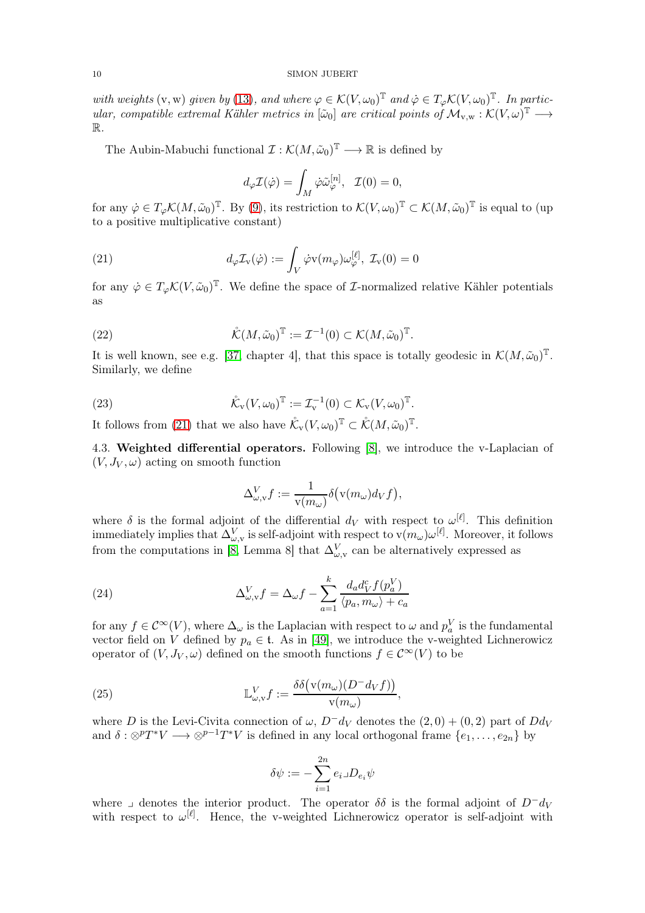*with weights* $(\mathrm{v}, \mathrm{w})$ *given by* (13)*, and where* $\varphi \in \mathcal{K}(V, \omega_0)^{\mathbb{T}}$ *and* $\dot{\varphi} \in T_{\varphi}\mathcal{K}(V, \omega_0)^{\mathbb{T}}$*. In particular, compatible extremal Kähler metrics in* $[\tilde{\omega}_0]$ *are critical points of* $\mathcal{M}_{\mathrm{v},\mathrm{w}} : \mathcal{K}(V, \omega)^{\mathbb{T}} \longrightarrow \mathbb{R}$.

The Aubin-Mabuchi functional $\mathcal{I} : \mathcal{K}(M, \tilde{\omega}_0)^{\mathbb{T}} \longrightarrow \mathbb{R}$ is defined by

$$d_{\varphi}\mathcal{I}(\dot{\varphi}) = \int_M \dot{\varphi}\tilde{\omega}_{\varphi}^{[n]}, \quad \mathcal{I}(0) = 0,$$

for any $\dot{\varphi} \in T_{\varphi}\mathcal{K}(M, \tilde{\omega}_0)^{\mathbb{T}}$. By (9), its restriction to $\mathcal{K}(V, \omega_0)^{\mathbb{T}} \subset \mathcal{K}(M, \tilde{\omega}_0)^{\mathbb{T}}$ is equal to (up to a positive multiplicative constant)

$$d_{\varphi}\mathcal{I}_{\mathrm{v}}(\dot{\varphi}) := \int_V \dot{\varphi}\mathrm{v}(m_{\varphi})\omega_{\varphi}^{[\ell]}, \ \mathcal{I}_{\mathrm{v}}(0) = 0 \tag{21}$$

for any $\dot{\varphi} \in T_{\varphi}\mathcal{K}(V, \tilde{\omega}_0)^{\mathbb{T}}$. We define the space of $\mathcal{I}$-normalized relative Kähler potentials as

$$\mathring{\mathcal{K}}(M, \tilde{\omega}_0)^{\mathbb{T}} := \mathcal{I}^{-1}(0) \subset \mathcal{K}(M, \tilde{\omega}_0)^{\mathbb{T}}. \tag{22}$$

It is well known, see e.g. [37, chapter 4], that this space is totally geodesic in $\mathcal{K}(M, \tilde{\omega}_0)^{\mathbb{T}}$. Similarly, we define

$$\mathring{\mathcal{K}}_{\mathrm{v}}(V, \omega_0)^{\mathbb{T}} := \mathcal{I}_{\mathrm{v}}^{-1}(0) \subset \mathcal{K}_{\mathrm{v}}(V, \omega_0)^{\mathbb{T}}. \tag{23}$$

It follows from (21) that we also have $\mathring{\mathcal{K}}_{\mathrm{v}}(V, \omega_0)^{\mathbb{T}} \subset \mathring{\mathcal{K}}(M, \tilde{\omega}_0)^{\mathbb{T}}$.

## 4.3. Weighted differential operators.

Following [8], we introduce the v-Laplacian of $(V, J_V, \omega)$ acting on smooth function

$$\Delta^V_{\omega,\mathrm{v}} f := \frac{1}{\mathrm{v}(m_{\omega})}\delta\big(\mathrm{v}(m_{\omega})d_V f\big),$$

where $\delta$ is the formal adjoint of the differential $d_V$ with respect to $\omega^{[\ell]}$. This definition immediately implies that $\Delta^V_{\omega,\mathrm{v}}$ is self-adjoint with respect to $\mathrm{v}(m_{\omega})\omega^{[\ell]}$. Moreover, it follows from the computations in [8, Lemma 8] that $\Delta^V_{\omega,\mathrm{v}}$ can be alternatively expressed as

$$\Delta^V_{\omega,\mathrm{v}} f = \Delta_{\omega} f - \sum_{a=1}^{k} \frac{d_a d^c_V f(p^V_a)}{\langle p_a, m_{\omega}\rangle + c_a} \tag{24}$$

for any $f \in \mathcal{C}^{\infty}(V)$, where $\Delta_{\omega}$ is the Laplacian with respect to $\omega$ and $p^V_a$ is the fundamental vector field on $V$ defined by $p_a \in \mathfrak{t}$. As in [49], we introduce the v-weighted Lichnerowicz operator of $(V, J_V, \omega)$ defined on the smooth functions $f \in \mathcal{C}^{\infty}(V)$ to be

$$\mathbb{L}^V_{\omega,\mathrm{v}} f := \frac{\delta\delta\big(\mathrm{v}(m_{\omega})(D^- d_V f)\big)}{\mathrm{v}(m_{\omega})}, \tag{25}$$

where $D$ is the Levi-Civita connection of $\omega$, $D^- d_V$ denotes the $(2,0) + (0,2)$ part of $Dd_V$ and $\delta : \otimes^p T^*V \longrightarrow \otimes^{p-1} T^*V$ is defined in any local orthogonal frame $\{e_1, \ldots, e_{2n}\}$ by

$$\delta\psi := -\sum_{i=1}^{2n} e_i \lrcorner D_{e_i}\psi$$

where $\lrcorner$ denotes the interior product. The operator $\delta\delta$ is the formal adjoint of $D^- d_V$ with respect to $\omega^{[\ell]}$. Hence, the v-weighted Lichnerowicz operator is self-adjoint with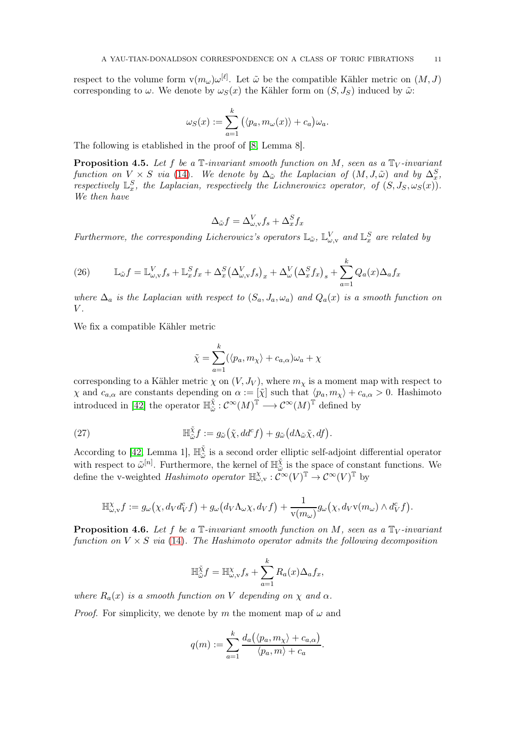respect to the volume form $\mathrm{v}(m_\omega)\omega^{[\ell]}$. Let $\tilde{\omega}$ be the compatible Kähler metric on $(M, J)$ corresponding to $\omega$. We denote by $\omega_S(x)$ the Kähler form on $(S, J_S)$ induced by $\tilde{\omega}$:

$$\omega_S(x) := \sum_{a=1}^{k} \big(\langle p_a, m_\omega(x)\rangle + c_a\big)\omega_a.$$

The following is etablished in the proof of [8, Lemma 8].

**Proposition 4.5.** *Let $f$ be a $\mathbb{T}$-invariant smooth function on $M$, seen as a $\mathbb{T}_V$-invariant function on $V \times S$ via (14). We denote by $\Delta_{\tilde{\omega}}$ the Laplacian of $(M, J, \tilde{\omega})$ and by $\Delta_x^S$, respectively $\mathbb{L}_x^S$, the Laplacian, respectively the Lichnerowicz operator, of $(S, J_S, \omega_S(x))$. We then have*

$$\Delta_{\tilde{\omega}} f = \Delta^V_{\omega,\mathrm{v}} f_s + \Delta^S_x f_x$$

*Furthermore, the corresponding Licherowicz's operators $\mathbb{L}_{\tilde{\omega}}$, $\mathbb{L}^V_{\omega,\mathrm{v}}$ and $\mathbb{L}^S_x$ are related by*

$$\mathbb{L}_{\tilde{\omega}} f = \mathbb{L}^V_{\omega,\mathrm{v}} f_s + \mathbb{L}^S_x f_x + \Delta^S_x\big(\Delta^V_{\omega,\mathrm{v}} f_s\big)_x + \Delta^V_\omega\big(\Delta^S_x f_x\big)_s + \sum_{a=1}^{k} Q_a(x)\Delta_a f_x \tag{26}$$

*where $\Delta_a$ is the Laplacian with respect to $(S_a, J_a, \omega_a)$ and $Q_a(x)$ is a smooth function on $V$.*

We fix a compatible Kähler metric

$$\tilde{\chi} = \sum_{a=1}^{k} (\langle p_a, m_\chi\rangle + c_{a,\alpha})\omega_a + \chi$$

corresponding to a Kähler metric $\chi$ on $(V, J_V)$, where $m_\chi$ is a moment map with respect to $\chi$ and $c_{a,\alpha}$ are constants depending on $\alpha := [\tilde{\chi}]$ such that $\langle p_a, m_\chi\rangle + c_{a,\alpha} > 0$. Hashimoto introduced in [42] the operator $\mathbb{H}^{\tilde{\chi}}_{\tilde{\omega}} : \mathcal{C}^\infty(M)^{\mathbb{T}} \longrightarrow \mathcal{C}^\infty(M)^{\mathbb{T}}$ defined by

$$\mathbb{H}^{\tilde{\chi}}_{\tilde{\omega}} f := g_{\tilde{\omega}}\big(\tilde{\chi}, dd^c f\big) + g_{\tilde{\omega}}\big(d\Lambda_{\tilde{\omega}}\tilde{\chi}, df\big). \tag{27}$$

According to [42, Lemma 1], $\mathbb{H}^{\tilde{\chi}}_{\tilde{\omega}}$ is a second order elliptic self-adjoint differential operator with respect to $\tilde{\omega}^{[n]}$. Furthermore, the kernel of $\mathbb{H}^{\tilde{\chi}}_{\tilde{\omega}}$ is the space of constant functions. We define the v-weighted *Hashimoto operator* $\mathbb{H}^\chi_{\omega,\mathrm{v}} : \mathcal{C}^\infty(V)^{\mathbb{T}} \to \mathcal{C}^\infty(V)^{\mathbb{T}}$ by

$$\mathbb{H}^\chi_{\omega,\mathrm{v}} f := g_\omega\big(\chi, d_V d^c_V f\big) + g_\omega\big(d_V\Lambda_\omega\chi, d_V f\big) + \frac{1}{\mathrm{v}(m_\omega)} g_\omega\big(\chi, d_V \mathrm{v}(m_\omega) \wedge d^c_V f\big).$$

**Proposition 4.6.** *Let $f$ be a $\mathbb{T}$-invariant smooth function on $M$, seen as a $\mathbb{T}_V$-invariant function on $V \times S$ via (14). The Hashimoto operator admits the following decomposition*

$$\mathbb{H}^{\tilde{\chi}}_{\tilde{\omega}} f = \mathbb{H}^\chi_{\omega,\mathrm{v}} f_s + \sum_{a=1}^{k} R_a(x)\Delta_a f_x,$$

*where $R_a(x)$ is a smooth function on $V$ depending on $\chi$ and $\alpha$.*

*Proof.* For simplicity, we denote by $m$ the moment map of $\omega$ and

$$q(m) := \sum_{a=1}^{k} \frac{d_a\big(\langle p_a, m_\chi\rangle + c_{a,\alpha}\big)}{\langle p_a, m\rangle + c_a}.$$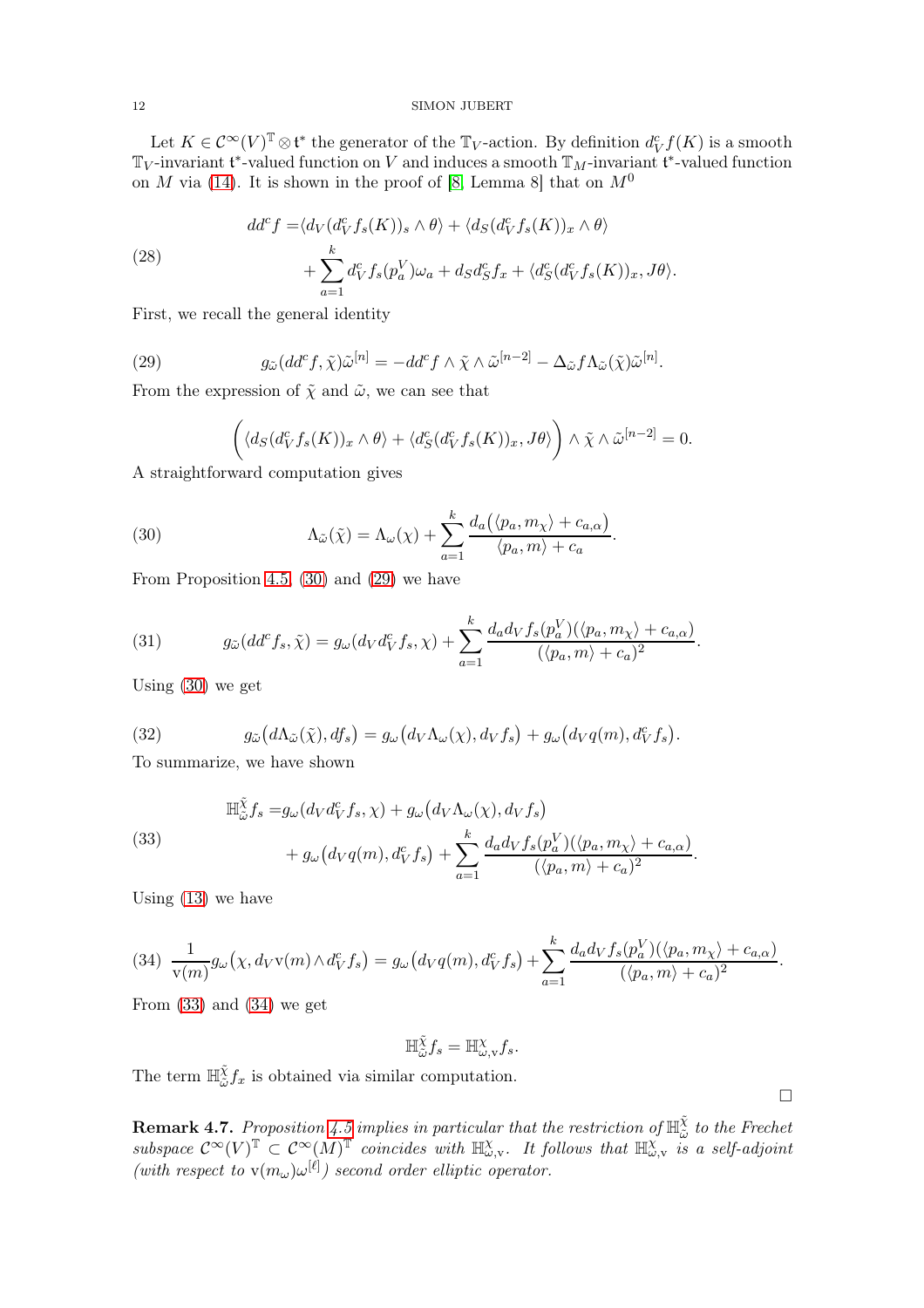Let $K \in \mathcal{C}^\infty(V)^{\mathbb{T}} \otimes \mathfrak{t}^*$ the generator of the $\mathbb{T}_V$-action. By definition $d^c_V f(K)$ is a smooth $\mathbb{T}_V$-invariant $\mathfrak{t}^*$-valued function on $V$ and induces a smooth $\mathbb{T}_M$-invariant $\mathfrak{t}^*$-valued function on $M$ via (14). It is shown in the proof of [8] Lemma 8] that on $M^0$

$$
\begin{aligned}
dd^c f =& \langle d_V(d^c_V f_s(K))_s \wedge \theta\rangle + \langle d_S(d^c_V f_s(K))_x \wedge \theta\rangle \\
&+ \sum_{a=1}^k d^c_V f_s(p_a^V)\omega_a + d_S d^c_S f_x + \langle d^c_S(d^c_V f_s(K))_x, J\theta\rangle.
\end{aligned}
\tag{28}
$$

First, we recall the general identity

$$
g_{\tilde{\omega}}(dd^c f, \tilde{\chi})\tilde{\omega}^{[n]} = -dd^c f \wedge \tilde{\chi} \wedge \tilde{\omega}^{[n-2]} - \Delta_{\tilde{\omega}} f \Lambda_{\tilde{\omega}}(\tilde{\chi})\tilde{\omega}^{[n]}.
\tag{29}
$$

From the expression of $\tilde{\chi}$ and $\tilde{\omega}$, we can see that

$$
\bigg(\langle d_S(d^c_V f_s(K))_x \wedge \theta\rangle + \langle d^c_S(d^c_V f_s(K))_x, J\theta\rangle\bigg) \wedge \tilde{\chi} \wedge \tilde{\omega}^{[n-2]} = 0.
$$

A straightforward computation gives

$$
\Lambda_{\tilde{\omega}}(\tilde{\chi}) = \Lambda_\omega(\chi) + \sum_{a=1}^k \frac{d_a\big(\langle p_a, m_\chi\rangle + c_{a,\alpha}\big)}{\langle p_a, m\rangle + c_a}.
\tag{30}
$$

From Proposition 4.5, (30) and (29) we have

$$
g_{\tilde{\omega}}(dd^c f_s, \tilde{\chi}) = g_\omega(d_V d^c_V f_s, \chi) + \sum_{a=1}^k \frac{d_a d_V f_s(p_a^V)(\langle p_a, m_\chi\rangle + c_{a,\alpha})}{(\langle p_a, m\rangle + c_a)^2}.
\tag{31}
$$

Using (30) we get

$$
g_{\tilde{\omega}}\big(d\Lambda_{\tilde{\omega}}(\tilde{\chi}), df_s\big) = g_\omega\big(d_V\Lambda_\omega(\chi), d_V f_s\big) + g_\omega\big(d_V q(m), d^c_V f_s\big).
\tag{32}
$$

To summarize, we have shown

$$
\begin{aligned}
\mathbb{H}^{\tilde{\chi}}_{\tilde{\omega}} f_s =& g_\omega(d_V d^c_V f_s, \chi) + g_\omega\big(d_V\Lambda_\omega(\chi), d_V f_s\big) \\
&+ g_\omega\big(d_V q(m), d^c_V f_s\big) + \sum_{a=1}^k \frac{d_a d_V f_s(p_a^V)(\langle p_a, m_\chi\rangle + c_{a,\alpha})}{(\langle p_a, m\rangle + c_a)^2}.
\end{aligned}
\tag{33}
$$

Using (13) we have

$$
\frac{1}{\mathrm{v}(m)} g_\omega\big(\chi, d_V \mathrm{v}(m) \wedge d^c_V f_s\big) = g_\omega\big(d_V q(m), d^c_V f_s\big) + \sum_{a=1}^k \frac{d_a d_V f_s(p_a^V)(\langle p_a, m_\chi\rangle + c_{a,\alpha})}{(\langle p_a, m\rangle + c_a)^2}.
\tag{34}
$$

From (33) and (34) we get

$$
\mathbb{H}^{\tilde{\chi}}_{\tilde{\omega}} f_s = \mathbb{H}^\chi_{\omega,\mathrm{v}} f_s.
$$

The term $\mathbb{H}^{\tilde{\chi}}_{\tilde{\omega}} f_x$ is obtained via similar computation.

□

**Remark 4.7.** *Proposition 4.5 implies in particular that the restriction of $\mathbb{H}^{\tilde{\chi}}_{\tilde{\omega}}$ to the Frechet subspace $\mathcal{C}^\infty(V)^{\mathbb{T}} \subset \mathcal{C}^\infty(M)^{\mathbb{T}}$ coincides with $\mathbb{H}^\chi_{\omega,\mathrm{v}}$. It follows that $\mathbb{H}^\chi_{\omega,\mathrm{v}}$ is a self-adjoint (with respect to $\mathrm{v}(m_\omega)\omega^{[\ell]}$) second order elliptic operator.*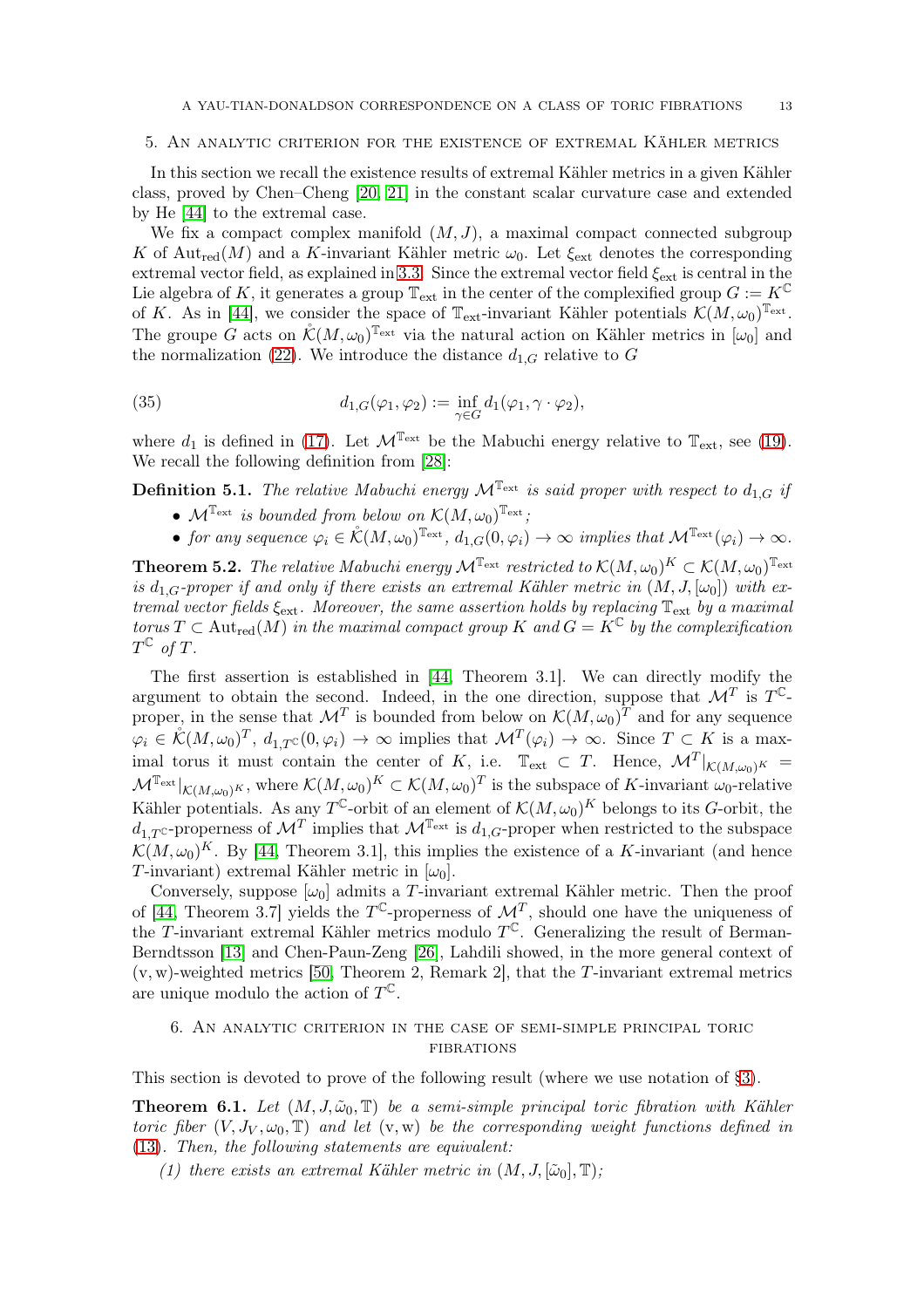## 5. An analytic criterion for the existence of extremal Kähler metrics

In this section we recall the existence results of extremal Kähler metrics in a given Kähler class, proved by Chen–Cheng [20, 21] in the constant scalar curvature case and extended by He [44] to the extremal case.

We fix a compact complex manifold $(M, J)$, a maximal compact connected subgroup $K$ of $\mathrm{Aut}_{\mathrm{red}}(M)$ and a $K$-invariant Kähler metric $\omega_0$. Let $\xi_{\mathrm{ext}}$ denote the corresponding extremal vector field, as explained in 3.3. Since the extremal vector field $\xi_{\mathrm{ext}}$ is central in the Lie algebra of $K$, it generates a group $\mathbb{T}_{\mathrm{ext}}$ in the center of the complexified group $G := K^{\mathbb{C}}$ of $K$. As in [44], we consider the space of $\mathbb{T}_{\mathrm{ext}}$-invariant Kähler potentials $\mathcal{K}(M, \omega_0)^{\mathbb{T}_{\mathrm{ext}}}$. The groupe $G$ acts on $\mathring{\mathcal{K}}(M, \omega_0)^{\mathbb{T}_{\mathrm{ext}}}$ via the natural action on Kähler metrics in $[\omega_0]$ and the normalization (22). We introduce the distance $d_{1,G}$ relative to $G$

$$
d_{1,G}(\varphi_1, \varphi_2) := \inf_{\gamma \in G} d_1(\varphi_1, \gamma \cdot \varphi_2), \tag{35}
$$

where $d_1$ is defined in (17). Let $\mathcal{M}^{\mathbb{T}_{\mathrm{ext}}}$ be the Mabuchi energy relative to $\mathbb{T}_{\mathrm{ext}}$, see (19). We recall the following definition from [28]:

**Definition 5.1.** *The relative Mabuchi energy $\mathcal{M}^{\mathbb{T}_{\mathrm{ext}}}$ is said proper with respect to $d_{1,G}$ if*

- *$\mathcal{M}^{\mathbb{T}_{\mathrm{ext}}}$ is bounded from below on $\mathcal{K}(M, \omega_0)^{\mathbb{T}_{\mathrm{ext}}}$;*
- *for any sequence $\varphi_i \in \mathring{\mathcal{K}}(M, \omega_0)^{\mathbb{T}_{\mathrm{ext}}}$, $d_{1,G}(0, \varphi_i) \to \infty$ implies that $\mathcal{M}^{\mathbb{T}_{\mathrm{ext}}}(\varphi_i) \to \infty$.*

**Theorem 5.2.** *The relative Mabuchi energy $\mathcal{M}^{\mathbb{T}_{\mathrm{ext}}}$ restricted to $\mathcal{K}(M, \omega_0)^K \subset \mathcal{K}(M, \omega_0)^{\mathbb{T}_{\mathrm{ext}}}$ is $d_{1,G}$-proper if and only if there exists an extremal Kähler metric in $(M, J, [\omega_0])$ with extremal vector fields $\xi_{\mathrm{ext}}$. Moreover, the same assertion holds by replacing $\mathbb{T}_{\mathrm{ext}}$ by a maximal torus $T \subset \mathrm{Aut}_{\mathrm{red}}(M)$ in the maximal compact group $K$ and $G = K^{\mathbb{C}}$ by the complexification $T^{\mathbb{C}}$ of $T$.*

The first assertion is established in [44, Theorem 3.1]. We can directly modify the argument to obtain the second. Indeed, in the one direction, suppose that $\mathcal{M}^T$ is $T^{\mathbb{C}}$-proper, in the sense that $\mathcal{M}^T$ is bounded from below on $\mathcal{K}(M, \omega_0)^T$ and for any sequence $\varphi_i \in \mathring{\mathcal{K}}(M, \omega_0)^T$, $d_{1,T^{\mathbb{C}}}(0, \varphi_i) \to \infty$ implies that $\mathcal{M}^T(\varphi_i) \to \infty$. Since $T \subset K$ is a maximal torus it must contain the center of $K$, i.e. $\mathbb{T}_{\mathrm{ext}} \subset T$. Hence, $\mathcal{M}^T|_{\mathcal{K}(M,\omega_0)^K} = \mathcal{M}^{\mathbb{T}_{\mathrm{ext}}}|_{\mathcal{K}(M,\omega_0)^K}$, where $\mathcal{K}(M, \omega_0)^K \subset \mathcal{K}(M, \omega_0)^T$ is the subspace of $K$-invariant $\omega_0$-relative Kähler potentials. As any $T^{\mathbb{C}}$-orbit of an element of $\mathcal{K}(M, \omega_0)^K$ belongs to its $G$-orbit, the $d_{1,T^{\mathbb{C}}}$-properness of $\mathcal{M}^T$ implies that $\mathcal{M}^{\mathbb{T}_{\mathrm{ext}}}$ is $d_{1,G}$-proper when restricted to the subspace $\mathcal{K}(M, \omega_0)^K$. By [44, Theorem 3.1], this implies the existence of a $K$-invariant (and hence $T$-invariant) extremal Kähler metric in $[\omega_0]$.

Conversely, suppose $[\omega_0]$ admits a $T$-invariant extremal Kähler metric. Then the proof of [44, Theorem 3.7] yields the $T^{\mathbb{C}}$-properness of $\mathcal{M}^T$, should one have the uniqueness of the $T$-invariant extremal Kähler metrics modulo $T^{\mathbb{C}}$. Generalizing the result of Berman-Berndtsson [13] and Chen-Paun-Zeng [26], Lahdili showed, in the more general context of $(\mathrm{v}, \mathrm{w})$-weighted metrics [50, Theorem 2, Remark 2], that the $T$-invariant extremal metrics are unique modulo the action of $T^{\mathbb{C}}$.

## 6. An analytic criterion in the case of semi-simple principal toric fibrations

This section is devoted to prove of the following result (where we use notation of §3).

**Theorem 6.1.** *Let $(M, J, \tilde{\omega}_0, \mathbb{T})$ be a semi-simple principal toric fibration with Kähler toric fiber $(V, J_V, \omega_0, \mathbb{T})$ and let $(\mathrm{v}, \mathrm{w})$ be the corresponding weight functions defined in (13). Then, the following statements are equivalent:*

1. *there exists an extremal Kähler metric in $(M, J, [\tilde{\omega}_0], \mathbb{T})$;*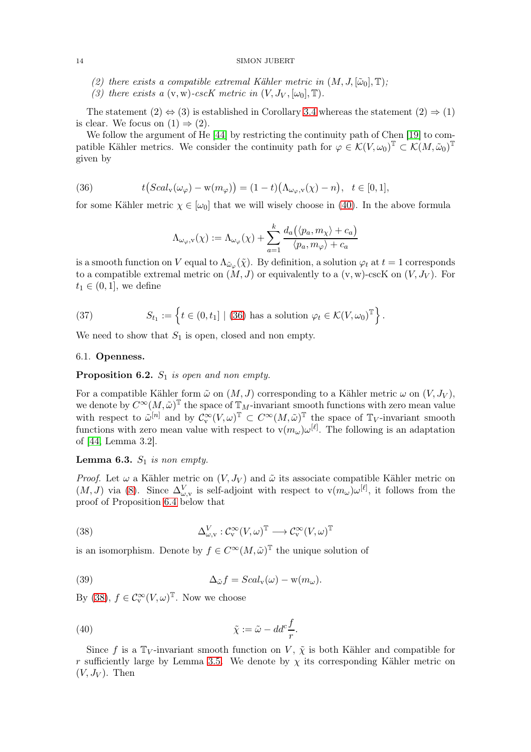*(2) there exists a compatible extremal Kähler metric in $(M, J, [\tilde{\omega}_0], \mathbb{T})$;*
*(3) there exists a $(\mathrm{v}, \mathrm{w})$-cscK metric in $(V, J_V, [\omega_0], \mathbb{T})$.*

The statement (2) $\Leftrightarrow$ (3) is established in Corollary 3.4 whereas the statement (2) $\Rightarrow$ (1) is clear. We focus on (1) $\Rightarrow$ (2).

We follow the argument of He [44] by restricting the continuity path of Chen [19] to compatible Kähler metrics. We consider the continuity path for $\varphi \in \mathcal{K}(V, \omega_0)^{\mathbb{T}} \subset \mathcal{K}(M, \tilde{\omega}_0)^{\mathbb{T}}$ given by

$$t\big(Scal_{\mathrm{v}}(\omega_\varphi) - \mathrm{w}(m_\varphi)\big) = (1-t)\big(\Lambda_{\omega_\varphi,\mathrm{v}}(\chi) - n\big), \quad t \in [0,1], \tag{36}$$

for some Kähler metric $\chi \in [\omega_0]$ that we will wisely choose in (40). In the above formula

$$\Lambda_{\omega_\varphi,\mathrm{v}}(\chi) := \Lambda_{\omega_\varphi}(\chi) + \sum_{a=1}^{k} \frac{d_a\big(\langle p_a, m_\chi\rangle + c_a\big)}{\langle p_a, m_\varphi\rangle + c_a}$$

is a smooth function on $V$ equal to $\Lambda_{\tilde{\omega}_\varphi}(\tilde{\chi})$. By definition, a solution $\varphi_t$ at $t = 1$ corresponds to a compatible extremal metric on $(M, J)$ or equivalently to a $(\mathrm{v}, \mathrm{w})$-cscK on $(V, J_V)$. For $t_1 \in (0, 1]$, we define

$$S_{t_1} := \left\{ t \in (0, t_1] \mid (36) \text{ has a solution } \varphi_t \in \mathcal{K}(V, \omega_0)^{\mathbb{T}} \right\}. \tag{37}$$

We need to show that $S_1$ is open, closed and non empty.

### 6.1. Openness.

**Proposition 6.2.** *$S_1$ is open and non empty.*

For a compatible Kähler form $\tilde{\omega}$ on $(M, J)$ corresponding to a Kähler metric $\omega$ on $(V, J_V)$, we denote by $C^\infty(M, \tilde{\omega})^{\mathbb{T}}$ the space of $\mathbb{T}_M$-invariant smooth functions with zero mean value with respect to $\tilde{\omega}^{[n]}$ and by $\mathcal{C}^\infty_{\mathrm{v}}(V, \omega)^{\mathbb{T}} \subset C^\infty(M, \tilde{\omega})^{\mathbb{T}}$ the space of $\mathbb{T}_V$-invariant smooth functions with zero mean value with respect to $\mathrm{v}(m_\omega)\omega^{[\ell]}$. The following is an adaptation of [44, Lemma 3.2].

**Lemma 6.3.** *$S_1$ is non empty.*

*Proof.* Let $\omega$ a Kähler metric on $(V, J_V)$ and $\tilde{\omega}$ its associate compatible Kähler metric on $(M, J)$ via (8). Since $\Delta^V_{\omega,\mathrm{v}}$ is self-adjoint with respect to $\mathrm{v}(m_\omega)\omega^{[\ell]}$, it follows from the proof of Proposition 6.4 below that

$$\Delta^V_{\omega,\mathrm{v}} : \mathcal{C}^\infty_{\mathrm{v}}(V, \omega)^{\mathbb{T}} \longrightarrow \mathcal{C}^\infty_{\mathrm{v}}(V, \omega)^{\mathbb{T}} \tag{38}$$

is an isomorphism. Denote by $f \in C^\infty(M, \tilde{\omega})^{\mathbb{T}}$ the unique solution of

$$\Delta_{\tilde{\omega}} f = Scal_{\mathrm{v}}(\omega) - \mathrm{w}(m_\omega). \tag{39}$$

By (38), $f \in \mathcal{C}^\infty_{\mathrm{v}}(V, \omega)^{\mathbb{T}}$. Now we choose

$$\tilde{\chi} := \tilde{\omega} - dd^c \frac{f}{r}. \tag{40}$$

Since $f$ is a $\mathbb{T}_V$-invariant smooth function on $V$, $\tilde{\chi}$ is both Kähler and compatible for $r$ sufficiently large by Lemma 3.5. We denote by $\chi$ its corresponding Kähler metric on $(V, J_V)$. Then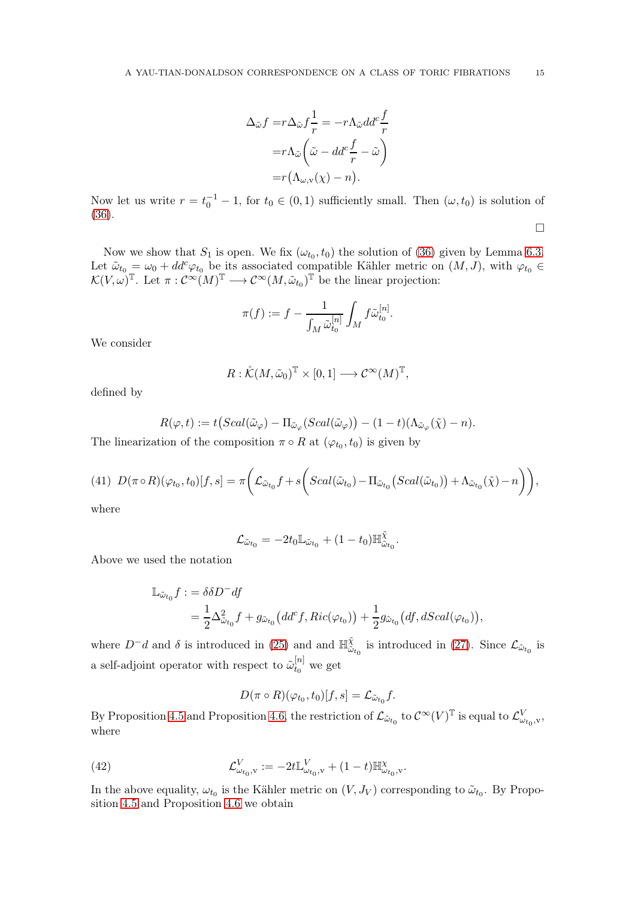$$
\begin{aligned}
\Delta_{\tilde{\omega}} f =& r\Delta_{\tilde{\omega}} f\frac{1}{r} = -r\Lambda_{\tilde{\omega}} dd^c\frac{f}{r}\\
=& r\Lambda_{\tilde{\omega}}\bigg(\tilde{\omega} - dd^c\frac{f}{r} - \tilde{\omega}\bigg)\\
=& r\big(\Lambda_{\omega,\mathrm{v}}(\chi) - n\big).
\end{aligned}
$$

Now let us write $r = t_0^{-1} - 1$, for $t_0 \in (0,1)$ sufficiently small. Then $(\omega, t_0)$ is solution of (36).

□

Now we show that $S_1$ is open. We fix $(\omega_{t_0}, t_0)$ the solution of (36) given by Lemma 6.3. Let $\tilde{\omega}_{t_0} = \omega_0 + dd^c\varphi_{t_0}$ be its associated compatible Kähler metric on $(M, J)$, with $\varphi_{t_0} \in \mathcal{K}(V,\omega)^{\mathbb{T}}$. Let $\pi : \mathcal{C}^\infty(M)^{\mathbb{T}} \longrightarrow \mathcal{C}^\infty(M,\tilde{\omega}_{t_0})^{\mathbb{T}}$ be the linear projection:

$$
\pi(f) := f - \frac{1}{\int_M \tilde{\omega}_{t_0}^{[n]}}\int_M f\tilde{\omega}_{t_0}^{[n]}.
$$

We consider

$$
R : \mathring{\mathcal{K}}(M,\tilde{\omega}_0)^{\mathbb{T}} \times [0,1] \longrightarrow \mathcal{C}^\infty(M)^{\mathbb{T}},
$$

defined by

$$
R(\varphi, t) := t\big(Scal(\tilde{\omega}_\varphi) - \Pi_{\tilde{\omega}_\varphi}(Scal(\tilde{\omega}_\varphi)\big) - (1-t)(\Lambda_{\tilde{\omega}_\varphi}(\tilde{\chi}) - n).
$$

The linearization of the composition $\pi \circ R$ at $(\varphi_{t_0}, t_0)$ is given by

$$
(41)\quad D(\pi\circ R)(\varphi_{t_0}, t_0)[f,s] = \pi\bigg(\mathcal{L}_{\tilde{\omega}_{t_0}} f + s\bigg(Scal(\tilde{\omega}_{t_0}) - \Pi_{\tilde{\omega}_{t_0}}\big(Scal(\tilde{\omega}_{t_0})\big) + \Lambda_{\tilde{\omega}_{t_0}}(\tilde{\chi}) - n\bigg)\bigg),
$$

where

$$
\mathcal{L}_{\tilde{\omega}_{t_0}} = -2t_0\mathbb{L}_{\tilde{\omega}_{t_0}} + (1-t_0)\mathbb{H}^{\tilde{\chi}}_{\tilde{\omega}_{t_0}}.
$$

Above we used the notation

$$
\begin{aligned}
\mathbb{L}_{\tilde{\omega}_{t_0}} f :=& \,\delta\delta D^- df\\
=& \frac{1}{2}\Delta^2_{\tilde{\omega}_{t_0}} f + g_{\tilde{\omega}_{t_0}}\big(dd^c f, Ric(\varphi_{t_0})\big) + \frac{1}{2} g_{\tilde{\omega}_{t_0}}\big(df, dScal(\varphi_{t_0})\big),
\end{aligned}
$$

where $D^-d$ and $\delta$ is introduced in (25) and and $\mathbb{H}^{\tilde{\chi}}_{\tilde{\omega}_{t_0}}$ is introduced in (27). Since $\mathcal{L}_{\tilde{\omega}_{t_0}}$ is a self-adjoint operator with respect to $\tilde{\omega}_{t_0}^{[n]}$ we get

$$
D(\pi\circ R)(\varphi_{t_0}, t_0)[f,s] = \mathcal{L}_{\tilde{\omega}_{t_0}} f.
$$

By Proposition 4.5 and Proposition 4.6, the restriction of $\mathcal{L}_{\tilde{\omega}_{t_0}}$ to $\mathcal{C}^\infty(V)^{\mathbb{T}}$ is equal to $\mathcal{L}^V_{\omega_{t_0},\mathrm{v}}$, where

$$
(42)\qquad \mathcal{L}^V_{\omega_{t_0},\mathrm{v}} := -2t\mathbb{L}^V_{\omega_{t_0},\mathrm{v}} + (1-t)\mathbb{H}^{\chi}_{\omega_{t_0},\mathrm{v}}.
$$

In the above equality, $\omega_{t_0}$ is the Kähler metric on $(V, J_V)$ corresponding to $\tilde{\omega}_{t_0}$. By Proposition 4.5 and Proposition 4.6 we obtain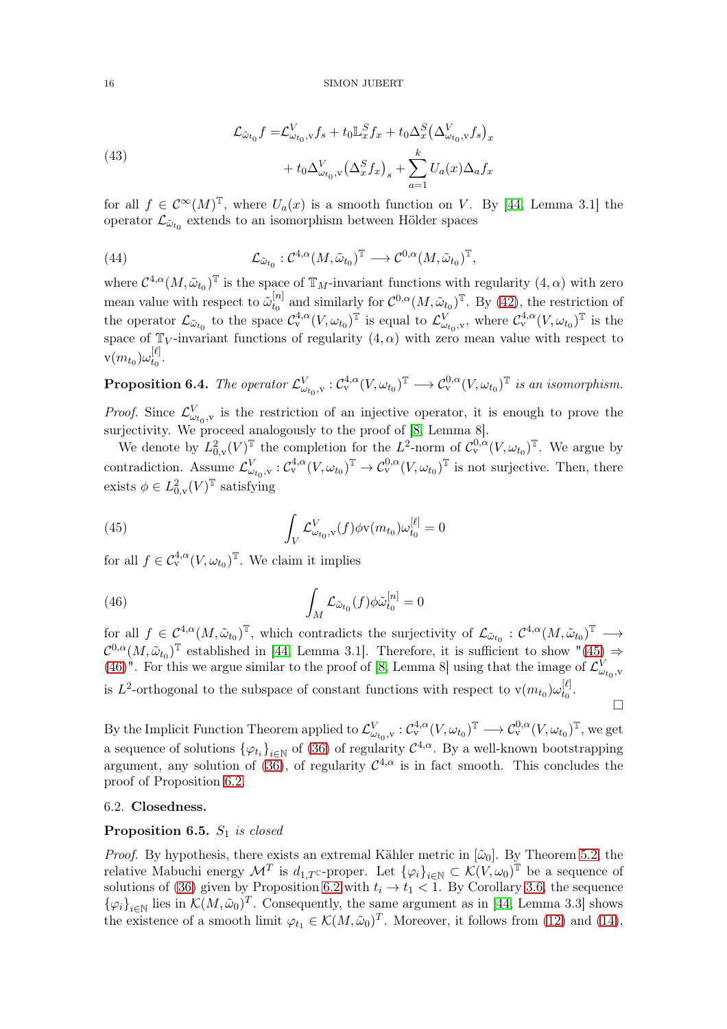$$
\begin{aligned}
\mathcal{L}_{\tilde{\omega}_{t_0}} f =& \mathcal{L}^V_{\omega_{t_0},\mathrm{v}} f_s + t_0 \mathbb{L}^S_x f_x + t_0 \Delta^S_x \big(\Delta^V_{\omega_{t_0},\mathrm{v}} f_s\big)_x \\
&+ t_0 \Delta^V_{\omega_{t_0},\mathrm{v}} \big(\Delta^S_x f_x\big)_s + \sum_{a=1}^{k} U_a(x) \Delta_a f_x
\end{aligned} \tag{43}
$$

for all $f \in \mathcal{C}^\infty(M)^{\mathbb{T}}$, where $U_a(x)$ is a smooth function on $V$. By [44, Lemma 3.1] the operator $\mathcal{L}_{\tilde{\omega}_{t_0}}$ extends to an isomorphism between Hölder spaces

$$
\mathcal{L}_{\tilde{\omega}_{t_0}} : \mathcal{C}^{4,\alpha}(M, \tilde{\omega}_{t_0})^{\mathbb{T}} \longrightarrow \mathcal{C}^{0,\alpha}(M, \tilde{\omega}_{t_0})^{\mathbb{T}}, \tag{44}
$$

where $\mathcal{C}^{4,\alpha}(M, \tilde{\omega}_{t_0})^{\mathbb{T}}$ is the space of $\mathbb{T}_M$-invariant functions with regularity $(4, \alpha)$ with zero mean value with respect to $\tilde{\omega}^{[n]}_{t_0}$ and similarly for $\mathcal{C}^{0,\alpha}(M, \tilde{\omega}_{t_0})^{\mathbb{T}}$. By (42), the restriction of the operator $\mathcal{L}_{\tilde{\omega}_{t_0}}$ to the space $\mathcal{C}^{4,\alpha}_{\mathrm{v}}(V, \omega_{t_0})^{\mathbb{T}}$ is equal to $\mathcal{L}^V_{\omega_{t_0},\mathrm{v}}$, where $\mathcal{C}^{4,\alpha}_{\mathrm{v}}(V, \omega_{t_0})^{\mathbb{T}}$ is the space of $\mathbb{T}_V$-invariant functions of regularity $(4, \alpha)$ with zero mean value with respect to $\mathrm{v}(m_{t_0})\omega^{[\ell]}_{t_0}$.

**Proposition 6.4.** *The operator* $\mathcal{L}^V_{\omega_{t_0},\mathrm{v}} : \mathcal{C}^{4,\alpha}_{\mathrm{v}}(V, \omega_{t_0})^{\mathbb{T}} \longrightarrow \mathcal{C}^{0,\alpha}_{\mathrm{v}}(V, \omega_{t_0})^{\mathbb{T}}$ *is an isomorphism.*

*Proof.* Since $\mathcal{L}^V_{\omega_{t_0},\mathrm{v}}$ is the restriction of an injective operator, it is enough to prove the surjectivity. We proceed analogously to the proof of [8, Lemma 8].

We denote by $L^2_{0,\mathrm{v}}(V)^{\mathbb{T}}$ the completion for the $L^2$-norm of $\mathcal{C}^{0,\alpha}_{\mathrm{v}}(V, \omega_{t_0})^{\mathbb{T}}$. We argue by contradiction. Assume $\mathcal{L}^V_{\omega_{t_0},\mathrm{v}} : \mathcal{C}^{4,\alpha}_{\mathrm{v}}(V, \omega_{t_0})^{\mathbb{T}} \to \mathcal{C}^{0,\alpha}_{\mathrm{v}}(V, \omega_{t_0})^{\mathbb{T}}$ is not surjective. Then, there exists $\phi \in L^2_{0,\mathrm{v}}(V)^{\mathbb{T}}$ satisfying

$$
\int_V \mathcal{L}^V_{\omega_{t_0},\mathrm{v}}(f) \phi \mathrm{v}(m_{t_0}) \omega^{[\ell]}_{t_0} = 0 \tag{45}
$$

for all $f \in \mathcal{C}^{4,\alpha}_{\mathrm{v}}(V, \omega_{t_0})^{\mathbb{T}}$. We claim it implies

$$
\int_M \mathcal{L}_{\tilde{\omega}_{t_0}}(f) \phi \tilde{\omega}^{[n]}_{t_0} = 0 \tag{46}
$$

for all $f \in \mathcal{C}^{4,\alpha}(M, \tilde{\omega}_{t_0})^{\mathbb{T}}$, which contradicts the surjectivity of $\mathcal{L}_{\tilde{\omega}_{t_0}} : \mathcal{C}^{4,\alpha}(M, \tilde{\omega}_{t_0})^{\mathbb{T}} \longrightarrow \mathcal{C}^{0,\alpha}(M, \tilde{\omega}_{t_0})^{\mathbb{T}}$ established in [44, Lemma 3.1]. Therefore, it is sufficient to show "(45) $\Rightarrow$ (46)". For this we argue similar to the proof of [8, Lemma 8] using that the image of $\mathcal{L}^V_{\omega_{t_0},\mathrm{v}}$ is $L^2$-orthogonal to the subspace of constant functions with respect to $\mathrm{v}(m_{t_0})\omega^{[\ell]}_{t_0}$. $\square$

By the Implicit Function Theorem applied to $\mathcal{L}^V_{\omega_{t_0},\mathrm{v}} : \mathcal{C}^{4,\alpha}_{\mathrm{v}}(V, \omega_{t_0})^{\mathbb{T}} \longrightarrow \mathcal{C}^{0,\alpha}_{\mathrm{v}}(V, \omega_{t_0})^{\mathbb{T}}$, we get a sequence of solutions $\{\varphi_{t_i}\}_{i \in \mathbb{N}}$ of (36) of regularity $\mathcal{C}^{4,\alpha}$. By a well-known bootstrapping argument, any solution of (36), of regularity $\mathcal{C}^{4,\alpha}$ is in fact smooth. This concludes the proof of Proposition 6.2.

### 6.2. Closedness.

**Proposition 6.5.** *$S_1$ is closed*

*Proof.* By hypothesis, there exists an extremal Kähler metric in $[\tilde{\omega}_0]$. By Theorem 5.2, the relative Mabuchi energy $\mathcal{M}^T$ is $d_{1,T^{\mathbb{C}}}$-proper. Let $\{\varphi_i\}_{i \in \mathbb{N}} \subset \mathcal{K}(V, \omega_0)^{\mathbb{T}}$ be a sequence of solutions of (36) given by Proposition 6.2 with $t_i \to t_1 < 1$. By Corollary 3.6, the sequence $\{\varphi_i\}_{i \in \mathbb{N}}$ lies in $\mathcal{K}(M, \tilde{\omega}_0)^T$. Consequently, the same argument as in [44, Lemma 3.3] shows the existence of a smooth limit $\varphi_{t_1} \in \mathcal{K}(M, \tilde{\omega}_0)^T$. Moreover, it follows from (12) and (14),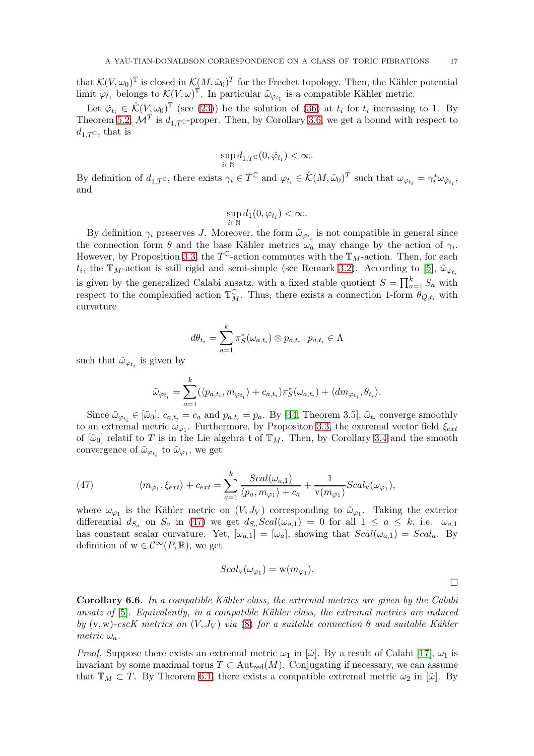that $\mathcal{K}(V,\omega_0)^{\mathbb{T}}$ is closed in $\mathcal{K}(M,\tilde{\omega}_0)^T$ for the Frechet topology. Then, the Kähler potential limit $\varphi_{t_1}$ belongs to $\mathcal{K}(V,\omega)^{\mathbb{T}}$. In particular $\tilde{\omega}_{\varphi_{t_1}}$ is a compatible Kähler metric.

Let $\tilde{\varphi}_{t_i} \in \mathring{\mathcal{K}}(V,\omega_0)^{\mathbb{T}}$ (see (23)) be the solution of (36) at $t_i$ for $t_i$ increasing to 1. By Theorem 5.2, $\mathcal{M}^T$ is $d_{1,T^{\mathbb{C}}}$-proper. Then, by Corollary 3.6, we get a bound with respect to $d_{1,T^{\mathbb{C}}}$, that is

$$\sup_{i\in\mathbb{N}} d_{1,T^{\mathbb{C}}}(0,\tilde{\varphi}_{t_i}) < \infty.$$

By definition of $d_{1,T^{\mathbb{C}}}$, there exists $\gamma_i \in T^{\mathbb{C}}$ and $\varphi_{t_i} \in \mathring{\mathcal{K}}(M,\tilde{\omega}_0)^T$ such that $\omega_{\varphi_{t_i}} = \gamma_i^*\omega_{\tilde{\varphi}_{t_i}}$, and

$$\sup_{i\in\mathbb{N}} d_1(0,\varphi_{t_i}) < \infty.$$

By definition $\gamma_i$ preserves $J$. Moreover, the form $\tilde{\omega}_{\varphi_{t_i}}$ is not compatible in general since the connection form $\theta$ and the base Kähler metrics $\omega_a$ may change by the action of $\gamma_i$. However, by Proposition 3.3, the $T^{\mathbb{C}}$-action commutes with the $\mathbb{T}_M$-action. Then, for each $t_i$, the $\mathbb{T}_M$-action is still rigid and semi-simple (see Remark 3.2). According to [5], $\tilde{\omega}_{\varphi_{t_i}}$ is given by the generalized Calabi ansatz, with a fixed stable quotient $S = \prod_{a=1}^k S_a$ with respect to the complexified action $\mathbb{T}_M^{\mathbb{C}}$. Thus, there exists a connection 1-form $\theta_{Q,t_i}$ with curvature

$$d\theta_{t_i} = \sum_{a=1}^k \pi_S^*(\omega_{a,t_i}) \otimes p_{a,t_i} \quad p_{a,t_i} \in \Lambda$$

such that $\tilde{\omega}_{\varphi_{t_i}}$ is given by

$$\tilde{\omega}_{\varphi_{t_i}} = \sum_{a=1}^k (\langle p_{a,t_i}, m_{\varphi_{t_i}}\rangle + c_{a,t_i})\pi_S^*(\omega_{a,t_i}) + \langle dm_{\varphi_{t_i}}, \theta_{t_i}\rangle.$$

Since $\tilde{\omega}_{\varphi_{t_i}} \in [\tilde{\omega}_0]$, $c_{a,t_i} = c_a$ and $p_{a,t_i} = p_a$. By [44, Theorem 3.5], $\tilde{\omega}_{t_i}$ converge smoothly to an extremal metric $\omega_{\varphi_1}$. Furthermore, by Propositon 3.3, the extremal vector field $\xi_{ext}$ of $[\tilde{\omega}_0]$ relatif to $T$ is in the Lie algebra $\mathfrak{t}$ of $\mathbb{T}_M$. Then, by Corollary 3.4 and the smooth convergence of $\tilde{\omega}_{\varphi_{t_i}}$ to $\tilde{\omega}_{\varphi_1}$, we get

$$\langle m_{\varphi_1}, \xi_{ext}\rangle + c_{ext} = \sum_{a=1}^k \frac{Scal(\omega_{a,1})}{\langle p_a, m_{\varphi_1}\rangle + c_a} + \frac{1}{\mathrm{v}(m_{\varphi_1})} Scal_{\mathrm{v}}(\omega_{\varphi_1}), \tag{47}$$

where $\omega_{\varphi_1}$ is the Kähler metric on $(V, J_V)$ corresponding to $\tilde{\omega}_{\varphi_1}$. Taking the exterior differential $d_{S_a}$ on $S_a$ in (47) we get $d_{S_a} Scal(\omega_{a,1}) = 0$ for all $1 \leq a \leq k$, i.e. $\omega_{a,1}$ has constant scalar curvature. Yet, $[\omega_{a,1}] = [\omega_a]$, showing that $Scal(\omega_{a,1}) = Scal_a$. By definition of $\mathrm{w} \in \mathcal{C}^\infty(P,\mathbb{R})$, we get

$$Scal_{\mathrm{v}}(\omega_{\varphi_1}) = \mathrm{w}(m_{\varphi_1}).$$

□

**Corollary 6.6.** *In a compatible Kähler class, the extremal metrics are given by the Calabi ansatz of* [5]*. Equivalently, in a compatible Kähler class, the extremal metrics are induced by* $(\mathrm{v},\mathrm{w})$*-cscK metrics on* $(V, J_V)$ *via* (8) *for a suitable connection* $\theta$ *and suitable Kähler metric* $\omega_a$*.*

*Proof.* Suppose there exists an extremal metric $\omega_1$ in $[\tilde{\omega}]$. By a result of Calabi [17], $\omega_1$ is invariant by some maximal torus $T \subset \mathrm{Aut}_{\mathrm{red}}(M)$. Conjugating if necessary, we can assume that $\mathbb{T}_M \subset T$. By Theorem 6.1, there exists a compatible extremal metric $\omega_2$ in $[\tilde{\omega}]$. By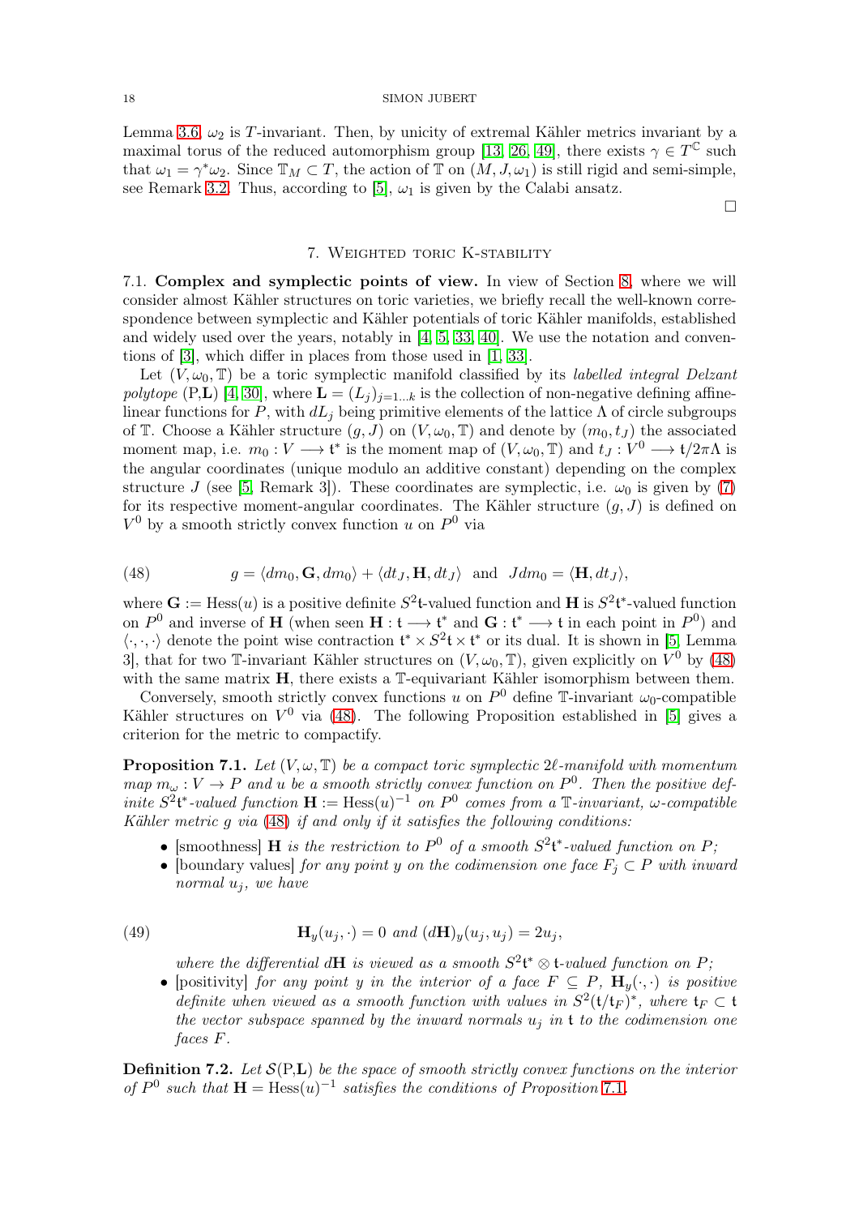Lemma 3.6, $\omega_2$ is $T$-invariant. Then, by unicity of extremal Kähler metrics invariant by a maximal torus of the reduced automorphism group [13, 26, 49], there exists $\gamma \in T^{\mathbb{C}}$ such that $\omega_1 = \gamma^*\omega_2$. Since $\mathbb{T}_M \subset T$, the action of $\mathbb{T}$ on $(M, J, \omega_1)$ is still rigid and semi-simple, see Remark 3.2. Thus, according to [5], $\omega_1$ is given by the Calabi ansatz.

□

## 7. Weighted toric K-stability

**7.1. Complex and symplectic points of view.** In view of Section 8, where we will consider almost Kähler structures on toric varieties, we briefly recall the well-known correspondence between symplectic and Kähler potentials of toric Kähler manifolds, established and widely used over the years, notably in [4, 5, 33, 40]. We use the notation and conventions of [3], which differ in places from those used in [1, 33].

Let $(V, \omega_0, \mathbb{T})$ be a toric symplectic manifold classified by its *labelled integral Delzant polytope* (P,**L**) [4, 30], where $\mathbf{L} = (L_j)_{j=1\dots k}$ is the collection of non-negative defining affine-linear functions for $P$, with $dL_j$ being primitive elements of the lattice $\Lambda$ of circle subgroups of $\mathbb{T}$. Choose a Kähler structure $(g, J)$ on $(V, \omega_0, \mathbb{T})$ and denote by $(m_0, t_J)$ the associated moment map, i.e. $m_0 : V \longrightarrow \mathfrak{t}^*$ is the moment map of $(V, \omega_0, \mathbb{T})$ and $t_J : V^0 \longrightarrow \mathfrak{t}/2\pi\Lambda$ is the angular coordinates (unique modulo an additive constant) depending on the complex structure $J$ (see [5, Remark 3]). These coordinates are symplectic, i.e. $\omega_0$ is given by (7) for its respective moment-angular coordinates. The Kähler structure $(g, J)$ is defined on $V^0$ by a smooth strictly convex function $u$ on $P^0$ via

$$g = \langle dm_0, \mathbf{G}, dm_0 \rangle + \langle dt_J, \mathbf{H}, dt_J \rangle \quad \text{and} \quad J dm_0 = \langle \mathbf{H}, dt_J \rangle, \tag{48}$$

where $\mathbf{G} := \mathrm{Hess}(u)$ is a positive definite $S^2\mathfrak{t}$-valued function and $\mathbf{H}$ is $S^2\mathfrak{t}^*$-valued function on $P^0$ and inverse of $\mathbf{H}$ (when seen $\mathbf{H} : \mathfrak{t} \longrightarrow \mathfrak{t}^*$ and $\mathbf{G} : \mathfrak{t}^* \longrightarrow \mathfrak{t}$ in each point in $P^0$) and $\langle \cdot, \cdot, \cdot \rangle$ denote the point wise contraction $\mathfrak{t}^* \times S^2\mathfrak{t} \times \mathfrak{t}^*$ or its dual. It is shown in [5, Lemma 3], that for two $\mathbb{T}$-invariant Kähler structures on $(V, \omega_0, \mathbb{T})$, given explicitly on $V^0$ by (48) with the same matrix $\mathbf{H}$, there exists a $\mathbb{T}$-equivariant Kähler isomorphism between them.

Conversely, smooth strictly convex functions $u$ on $P^0$ define $\mathbb{T}$-invariant $\omega_0$-compatible Kähler structures on $V^0$ via (48). The following Proposition established in [5] gives a criterion for the metric to compactify.

**Proposition 7.1.** *Let $(V, \omega, \mathbb{T})$ be a compact toric symplectic $2\ell$-manifold with momentum map $m_\omega : V \to P$ and $u$ be a smooth strictly convex function on $P^0$. Then the positive definite $S^2\mathfrak{t}^*$-valued function $\mathbf{H} := \mathrm{Hess}(u)^{-1}$ on $P^0$ comes from a $\mathbb{T}$-invariant, $\omega$-compatible Kähler metric $g$ via (48) if and only if it satisfies the following conditions:*

- [smoothness] *$\mathbf{H}$ is the restriction to $P^0$ of a smooth $S^2\mathfrak{t}^*$-valued function on $P$;*
- [boundary values] *for any point $y$ on the codimension one face $F_j \subset P$ with inward normal $u_j$, we have*

$$\mathbf{H}_y(u_j, \cdot) = 0 \text{ and } (d\mathbf{H})_y(u_j, u_j) = 2u_j, \tag{49}$$

  *where the differential $d\mathbf{H}$ is viewed as a smooth $S^2\mathfrak{t}^* \otimes \mathfrak{t}$-valued function on $P$;*
- [positivity] *for any point $y$ in the interior of a face $F \subseteq P$, $\mathbf{H}_y(\cdot, \cdot)$ is positive definite when viewed as a smooth function with values in $S^2(\mathfrak{t}/\mathfrak{t}_F)^*$, where $\mathfrak{t}_F \subset \mathfrak{t}$ the vector subspace spanned by the inward normals $u_j$ in $\mathfrak{t}$ to the codimension one faces $F$.*

**Definition 7.2.** *Let $\mathcal{S}$(P,**L**) be the space of smooth strictly convex functions on the interior of $P^0$ such that $\mathbf{H} = \mathrm{Hess}(u)^{-1}$ satisfies the conditions of Proposition 7.1.*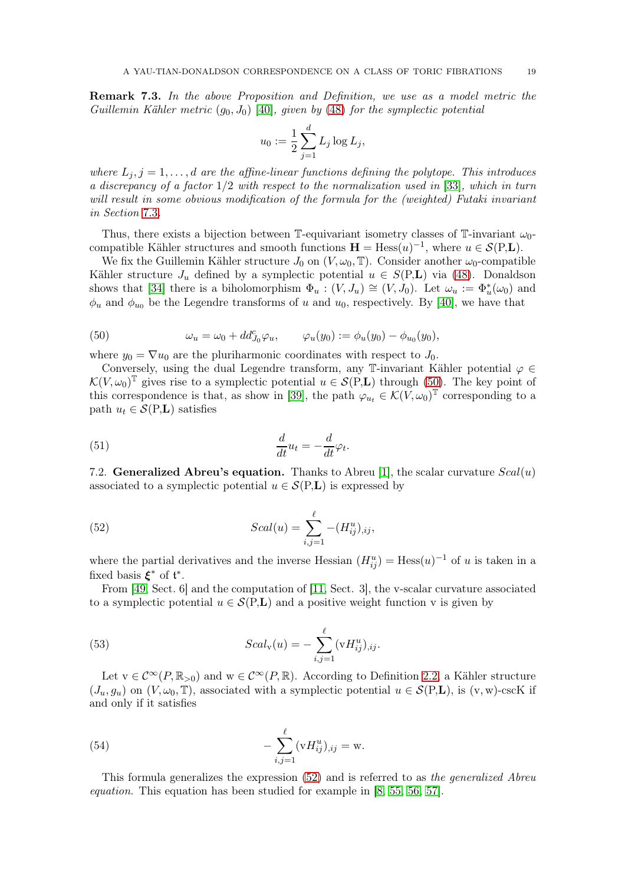**Remark 7.3.** *In the above Proposition and Definition, we use as a model metric the Guillemin Kähler metric $(g_0, J_0)$ [40], given by (48) for the symplectic potential*

$$u_0 := \frac{1}{2}\sum_{j=1}^{d} L_j \log L_j,$$

*where $L_j, j = 1, \ldots, d$ are the affine-linear functions defining the polytope. This introduces a discrepancy of a factor $1/2$ with respect to the normalization used in [33], which in turn will result in some obvious modification of the formula for the (weighted) Futaki invariant in Section 7.3.*

Thus, there exists a bijection between $\mathbb{T}$-equivariant isometry classes of $\mathbb{T}$-invariant $\omega_0$-compatible Kähler structures and smooth functions $\mathbf{H} = \mathrm{Hess}(u)^{-1}$, where $u \in \mathcal{S}(\mathrm{P}, \mathbf{L})$.

We fix the Guillemin Kähler structure $J_0$ on $(V, \omega_0, \mathbb{T})$. Consider another $\omega_0$-compatible Kähler structure $J_u$ defined by a symplectic potential $u \in S(\mathrm{P}, \mathbf{L})$ via (48). Donaldson shows that [34] there is a biholomorphism $\Phi_u : (V, J_u) \cong (V, J_0)$. Let $\omega_u := \Phi_u^*(\omega_0)$ and $\phi_u$ and $\phi_{u_0}$ be the Legendre transforms of $u$ and $u_0$, respectively. By [40], we have that

$$\omega_u = \omega_0 + dd^c_{J_0}\varphi_u, \qquad \varphi_u(y_0) := \phi_u(y_0) - \phi_{u_0}(y_0), \tag{50}$$

where $y_0 = \nabla u_0$ are the pluriharmonic coordinates with respect to $J_0$.

Conversely, using the dual Legendre transform, any $\mathbb{T}$-invariant Kähler potential $\varphi \in \mathcal{K}(V, \omega_0)^{\mathbb{T}}$ gives rise to a symplectic potential $u \in \mathcal{S}(\mathrm{P}, \mathbf{L})$ through (50). The key point of this correspondence is that, as show in [39], the path $\varphi_{u_t} \in \mathcal{K}(V, \omega_0)^{\mathbb{T}}$ corresponding to a path $u_t \in \mathcal{S}(\mathrm{P}, \mathbf{L})$ satisfies

$$\frac{d}{dt}u_t = -\frac{d}{dt}\varphi_t. \tag{51}$$

7.2. **Generalized Abreu's equation.** Thanks to Abreu [1], the scalar curvature $Scal(u)$ associated to a symplectic potential $u \in \mathcal{S}(\mathrm{P}, \mathbf{L})$ is expressed by

$$Scal(u) = \sum_{i,j=1}^{\ell} -(H^u_{ij})_{,ij}, \tag{52}$$

where the partial derivatives and the inverse Hessian $(H^u_{ij}) = \mathrm{Hess}(u)^{-1}$ of $u$ is taken in a fixed basis $\boldsymbol{\xi}^*$ of $\mathfrak{t}^*$.

From [49, Sect. 6] and the computation of [11, Sect. 3], the v-scalar curvature associated to a symplectic potential $u \in \mathcal{S}(\mathrm{P}, \mathbf{L})$ and a positive weight function v is given by

$$Scal_{\mathrm{v}}(u) = -\sum_{i,j=1}^{\ell} (\mathrm{v}H^u_{ij})_{,ij}. \tag{53}$$

Let $\mathrm{v} \in \mathcal{C}^\infty(P, \mathbb{R}_{>0})$ and $\mathrm{w} \in \mathcal{C}^\infty(P, \mathbb{R})$. According to Definition 2.2, a Kähler structure $(J_u, g_u)$ on $(V, \omega_0, \mathbb{T})$, associated with a symplectic potential $u \in \mathcal{S}(\mathrm{P}, \mathbf{L})$, is $(\mathrm{v}, \mathrm{w})$-cscK if and only if it satisfies

$$-\sum_{i,j=1}^{\ell} (\mathrm{v}H^u_{ij})_{,ij} = \mathrm{w}. \tag{54}$$

This formula generalizes the expression (52) and is referred to as *the generalized Abreu equation.* This equation has been studied for example in [8, 55, 56, 57].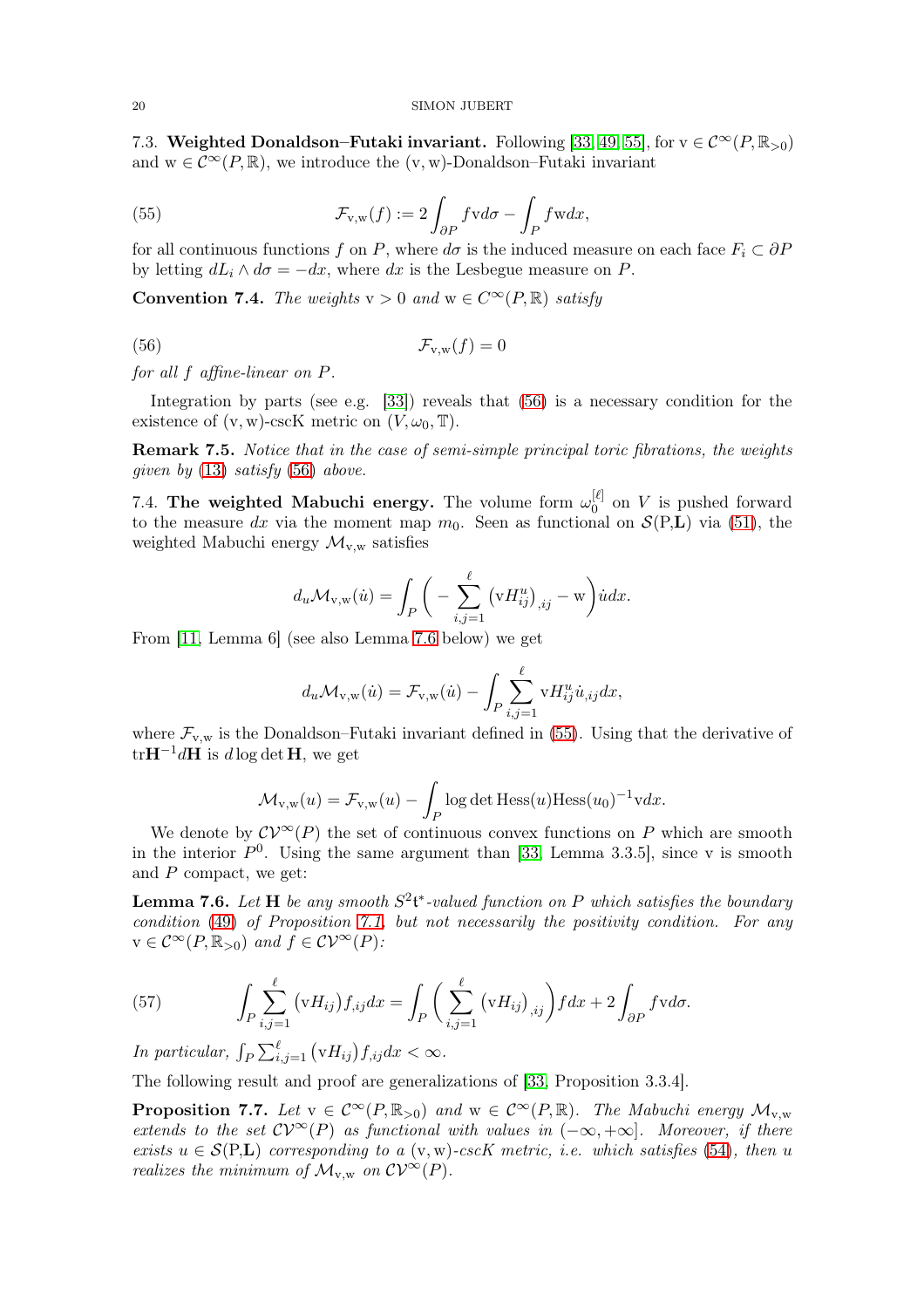7.3. **Weighted Donaldson–Futaki invariant.** Following [33, 49, 55], for $\mathrm{v} \in \mathcal{C}^\infty(P, \mathbb{R}_{>0})$ and $\mathrm{w} \in \mathcal{C}^\infty(P, \mathbb{R})$, we introduce the $(\mathrm{v}, \mathrm{w})$-Donaldson–Futaki invariant

$$
\mathcal{F}_{\mathrm{v},\mathrm{w}}(f) := 2\int_{\partial P} f \mathrm{v} d\sigma - \int_P f \mathrm{w} dx, \tag{55}
$$

for all continuous functions $f$ on $P$, where $d\sigma$ is the induced measure on each face $F_i \subset \partial P$ by letting $dL_i \wedge d\sigma = -dx$, where $dx$ is the Lesbegue measure on $P$.

**Convention 7.4.** *The weights $\mathrm{v} > 0$ and $\mathrm{w} \in C^\infty(P, \mathbb{R})$ satisfy*

$$
\mathcal{F}_{\mathrm{v},\mathrm{w}}(f) = 0 \tag{56}
$$

*for all $f$ affine-linear on $P$.*

Integration by parts (see e.g. [33]) reveals that (56) is a necessary condition for the existence of $(\mathrm{v}, \mathrm{w})$-cscK metric on $(V, \omega_0, \mathbb{T})$.

**Remark 7.5.** *Notice that in the case of semi-simple principal toric fibrations, the weights given by (13) satisfy (56) above.*

7.4. **The weighted Mabuchi energy.** The volume form $\omega_0^{[\ell]}$ on $V$ is pushed forward to the measure $dx$ via the moment map $m_0$. Seen as functional on $\mathcal{S}(\mathrm{P}, \mathbf{L})$ via (51), the weighted Mabuchi energy $\mathcal{M}_{\mathrm{v},\mathrm{w}}$ satisfies

$$
d_u \mathcal{M}_{\mathrm{v},\mathrm{w}}(\dot{u}) = \int_P \bigg( -\sum_{i,j=1}^{\ell} \big(\mathrm{v} H^u_{ij}\big)_{,ij} - \mathrm{w} \bigg) \dot{u} dx.
$$

From [11, Lemma 6] (see also Lemma 7.6 below) we get

$$
d_u \mathcal{M}_{\mathrm{v},\mathrm{w}}(\dot{u}) = \mathcal{F}_{\mathrm{v},\mathrm{w}}(\dot{u}) - \int_P \sum_{i,j=1}^{\ell} \mathrm{v} H^u_{ij} \dot{u}_{,ij} dx,
$$

where $\mathcal{F}_{\mathrm{v},\mathrm{w}}$ is the Donaldson–Futaki invariant defined in (55). Using that the derivative of $\mathrm{tr}\mathbf{H}^{-1} d\mathbf{H}$ is $d \log \det \mathbf{H}$, we get

$$
\mathcal{M}_{\mathrm{v},\mathrm{w}}(u) = \mathcal{F}_{\mathrm{v},\mathrm{w}}(u) - \int_P \log \det \mathrm{Hess}(u) \mathrm{Hess}(u_0)^{-1} \mathrm{v} dx.
$$

We denote by $\mathcal{CV}^\infty(P)$ the set of continuous convex functions on $P$ which are smooth in the interior $P^0$. Using the same argument than [33, Lemma 3.3.5], since v is smooth and $P$ compact, we get:

**Lemma 7.6.** *Let $\mathbf{H}$ be any smooth $S^2\mathfrak{t}^*$-valued function on $P$ which satisfies the boundary condition (49) of Proposition 7.1, but not necessarily the positivity condition. For any $\mathrm{v} \in \mathcal{C}^\infty(P, \mathbb{R}_{>0})$ and $f \in \mathcal{CV}^\infty(P)$:*

$$
\int_P \sum_{i,j=1}^{\ell} \big(\mathrm{v} H_{ij}\big) f_{,ij} dx = \int_P \bigg( \sum_{i,j=1}^{\ell} \big(\mathrm{v} H_{ij}\big)_{,ij} \bigg) f dx + 2\int_{\partial P} f \mathrm{v} d\sigma. \tag{57}
$$

*In particular, $\int_P \sum_{i,j=1}^{\ell} \big(\mathrm{v} H_{ij}\big) f_{,ij} dx < \infty$.*

The following result and proof are generalizations of [33, Proposition 3.3.4].

**Proposition 7.7.** *Let $\mathrm{v} \in \mathcal{C}^\infty(P, \mathbb{R}_{>0})$ and $\mathrm{w} \in \mathcal{C}^\infty(P, \mathbb{R})$. The Mabuchi energy $\mathcal{M}_{\mathrm{v},\mathrm{w}}$ extends to the set $\mathcal{CV}^\infty(P)$ as functional with values in $(-\infty, +\infty]$. Moreover, if there exists $u \in \mathcal{S}(\mathrm{P}, \mathbf{L})$ corresponding to a $(\mathrm{v}, \mathrm{w})$-cscK metric, i.e. which satisfies (54), then $u$ realizes the minimum of $\mathcal{M}_{\mathrm{v},\mathrm{w}}$ on $\mathcal{CV}^\infty(P)$.*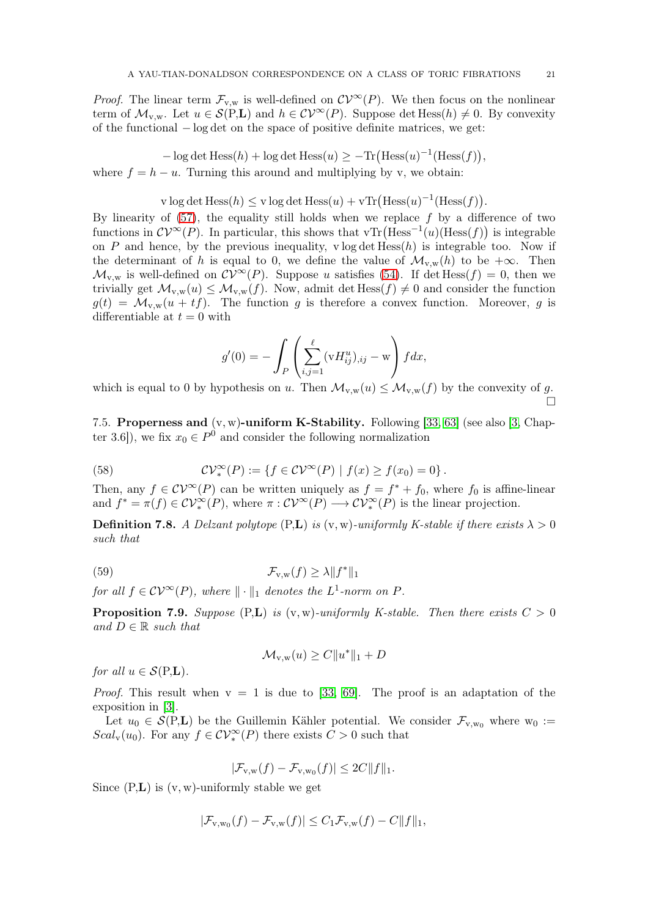*Proof.* The linear term $\mathcal{F}_{\mathrm{v},\mathrm{w}}$ is well-defined on $\mathcal{CV}^\infty(P)$. We then focus on the nonlinear term of $\mathcal{M}_{\mathrm{v},\mathrm{w}}$. Let $u \in \mathcal{S}(\mathrm{P},\mathbf{L})$ and $h \in \mathcal{CV}^\infty(P)$. Suppose $\det \mathrm{Hess}(h) \neq 0$. By convexity of the functional $-\log\det$ on the space of positive definite matrices, we get:

$$-\log\det\mathrm{Hess}(h) + \log\det\mathrm{Hess}(u) \geq -\mathrm{Tr}\big(\mathrm{Hess}(u)^{-1}(\mathrm{Hess}(f)\big),$$

where $f = h - u$. Turning this around and multiplying by v, we obtain:

$$\mathrm{v}\log\det\mathrm{Hess}(h) \leq \mathrm{v}\log\det\mathrm{Hess}(u) + \mathrm{v}\mathrm{Tr}\big(\mathrm{Hess}(u)^{-1}(\mathrm{Hess}(f)\big).$$

By linearity of (57), the equality still holds when we replace $f$ by a difference of two functions in $\mathcal{CV}^\infty(P)$. In particular, this shows that $\mathrm{v}\mathrm{Tr}\big(\mathrm{Hess}^{-1}(u)(\mathrm{Hess}(f)\big)$ is integrable on $P$ and hence, by the previous inequality, $\mathrm{v}\log\det\mathrm{Hess}(h)$ is integrable too. Now if the determinant of $h$ is equal to 0, we define the value of $\mathcal{M}_{\mathrm{v},\mathrm{w}}(h)$ to be $+\infty$. Then $\mathcal{M}_{\mathrm{v},\mathrm{w}}$ is well-defined on $\mathcal{CV}^\infty(P)$. Suppose $u$ satisfies (54). If $\det\mathrm{Hess}(f) = 0$, then we trivially get $\mathcal{M}_{\mathrm{v},\mathrm{w}}(u) \leq \mathcal{M}_{\mathrm{v},\mathrm{w}}(f)$. Now, admit $\det\mathrm{Hess}(f) \neq 0$ and consider the function $g(t) = \mathcal{M}_{\mathrm{v},\mathrm{w}}(u + tf)$. The function $g$ is therefore a convex function. Moreover, $g$ is differentiable at $t = 0$ with

$$g'(0) = -\int_P \left(\sum_{i,j=1}^{\ell} (\mathrm{v}H^u_{ij})_{,ij} - \mathrm{w}\right) f dx,$$

which is equal to 0 by hypothesis on $u$. Then $\mathcal{M}_{\mathrm{v},\mathrm{w}}(u) \leq \mathcal{M}_{\mathrm{v},\mathrm{w}}(f)$ by the convexity of $g$. □

### 7.5. Properness and $(\mathrm{v},\mathrm{w})$-uniform K-Stability.

Following [33, 63] (see also [3, Chapter 3.6]), we fix $x_0 \in P^0$ and consider the following normalization

$$\mathcal{CV}^\infty_*(P) := \{f \in \mathcal{CV}^\infty(P) \mid f(x) \geq f(x_0) = 0\}. \tag{58}$$

Then, any $f \in \mathcal{CV}^\infty(P)$ can be written uniquely as $f = f^* + f_0$, where $f_0$ is affine-linear and $f^* = \pi(f) \in \mathcal{CV}^\infty_*(P)$, where $\pi : \mathcal{CV}^\infty(P) \longrightarrow \mathcal{CV}^\infty_*(P)$ is the linear projection.

**Definition 7.8.** *A Delzant polytope* $(\mathrm{P},\mathbf{L})$ *is* $(\mathrm{v},\mathrm{w})$*-uniformly K-stable if there exists* $\lambda > 0$ *such that*

$$\mathcal{F}_{\mathrm{v},\mathrm{w}}(f) \geq \lambda\|f^*\|_1 \tag{59}$$

*for all* $f \in \mathcal{CV}^\infty(P)$*, where* $\|\cdot\|_1$ *denotes the* $L^1$*-norm on* $P$*.*

**Proposition 7.9.** *Suppose* $(\mathrm{P},\mathbf{L})$ *is* $(\mathrm{v},\mathrm{w})$*-uniformly K-stable. Then there exists* $C > 0$ *and* $D \in \mathbb{R}$ *such that*

$$\mathcal{M}_{\mathrm{v},\mathrm{w}}(u) \geq C\|u^*\|_1 + D$$

*for all* $u \in \mathcal{S}(\mathrm{P},\mathbf{L})$*.*

*Proof.* This result when $\mathrm{v} = 1$ is due to [33, 69]. The proof is an adaptation of the exposition in [3].

Let $u_0 \in \mathcal{S}(\mathrm{P},\mathbf{L})$ be the Guillemin Kähler potential. We consider $\mathcal{F}_{\mathrm{v},\mathrm{w}_0}$ where $\mathrm{w}_0 := Scal_{\mathrm{v}}(u_0)$. For any $f \in \mathcal{CV}^\infty_*(P)$ there exists $C > 0$ such that

$$|\mathcal{F}_{\mathrm{v},\mathrm{w}}(f) - \mathcal{F}_{\mathrm{v},\mathrm{w}_0}(f)| \leq 2C\|f\|_1.$$

Since $(\mathrm{P},\mathbf{L})$ is $(\mathrm{v},\mathrm{w})$-uniformly stable we get

$$|\mathcal{F}_{\mathrm{v},\mathrm{w}_0}(f) - \mathcal{F}_{\mathrm{v},\mathrm{w}}(f)| \leq C_1\mathcal{F}_{\mathrm{v},\mathrm{w}}(f) - C\|f\|_1,$$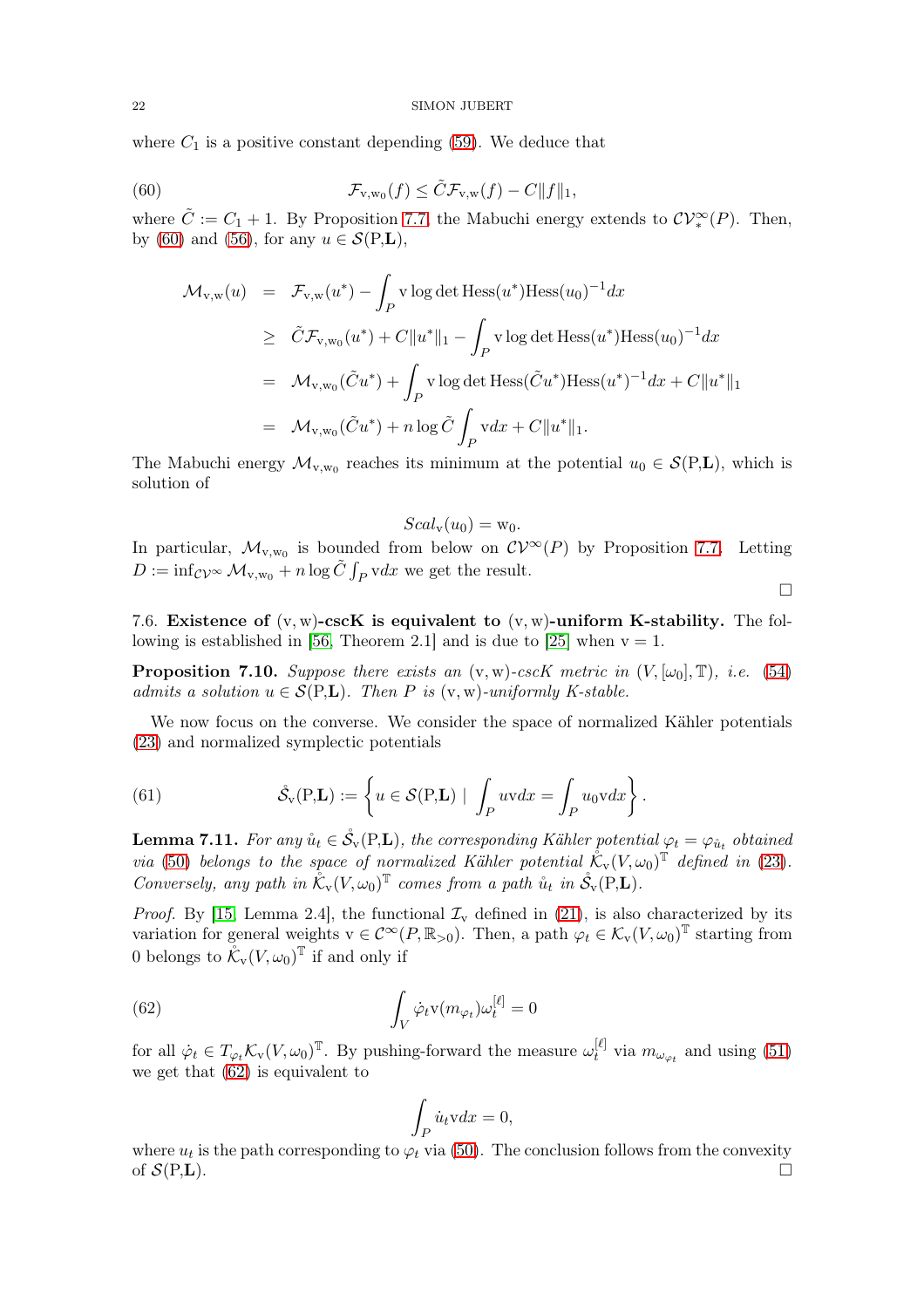where $C_1$ is a positive constant depending (59). We deduce that

$$
\mathcal{F}_{\mathrm{v},\mathrm{w}_0}(f) \leq \tilde{C}\mathcal{F}_{\mathrm{v},\mathrm{w}}(f) - C\|f\|_1, \tag{60}
$$

where $\tilde{C} := C_1 + 1$. By Proposition 7.7, the Mabuchi energy extends to $\mathcal{CV}^\infty_*(P)$. Then, by (60) and (56), for any $u \in \mathcal{S}(\mathrm{P},\mathbf{L})$,

$$
\begin{aligned}
\mathcal{M}_{\mathrm{v},\mathrm{w}}(u) &= \mathcal{F}_{\mathrm{v},\mathrm{w}}(u^*) - \int_P \mathrm{v} \log \det \mathrm{Hess}(u^*)\mathrm{Hess}(u_0)^{-1} dx \\
&\geq \tilde{C}\mathcal{F}_{\mathrm{v},\mathrm{w}_0}(u^*) + C\|u^*\|_1 - \int_P \mathrm{v} \log \det \mathrm{Hess}(u^*)\mathrm{Hess}(u_0)^{-1} dx \\
&= \mathcal{M}_{\mathrm{v},\mathrm{w}_0}(\tilde{C}u^*) + \int_P \mathrm{v} \log \det \mathrm{Hess}(\tilde{C}u^*)\mathrm{Hess}(u^*)^{-1} dx + C\|u^*\|_1 \\
&= \mathcal{M}_{\mathrm{v},\mathrm{w}_0}(\tilde{C}u^*) + n \log \tilde{C} \int_P \mathrm{v} dx + C\|u^*\|_1.
\end{aligned}
$$

The Mabuchi energy $\mathcal{M}_{\mathrm{v},\mathrm{w}_0}$ reaches its minimum at the potential $u_0 \in \mathcal{S}(\mathrm{P},\mathbf{L})$, which is solution of

$$
Scal_{\mathrm{v}}(u_0) = \mathrm{w}_0.
$$

In particular, $\mathcal{M}_{\mathrm{v},\mathrm{w}_0}$ is bounded from below on $\mathcal{CV}^\infty(P)$ by Proposition 7.7. Letting $D := \inf_{\mathcal{CV}^\infty} \mathcal{M}_{\mathrm{v},\mathrm{w}_0} + n \log \tilde{C} \int_P \mathrm{v} dx$ we get the result.

∎

### 7.6. Existence of $(\mathrm{v},\mathrm{w})$-cscK is equivalent to $(\mathrm{v},\mathrm{w})$-uniform K-stability.

The following is established in [56, Theorem 2.1] and is due to [25] when $\mathrm{v} = 1$.

**Proposition 7.10.** *Suppose there exists an $(\mathrm{v},\mathrm{w})$-cscK metric in $(V, [\omega_0], \mathbb{T})$, i.e. (54) admits a solution $u \in \mathcal{S}(\mathrm{P},\mathbf{L})$. Then $P$ is $(\mathrm{v},\mathrm{w})$-uniformly K-stable.*

We now focus on the converse. We consider the space of normalized Kähler potentials (23) and normalized symplectic potentials

$$
\mathring{\mathcal{S}}_{\mathrm{v}}(\mathrm{P},\mathbf{L}) := \left\{ u \in \mathcal{S}(\mathrm{P},\mathbf{L}) \mid \int_P u \mathrm{v} dx = \int_P u_0 \mathrm{v} dx \right\}. \tag{61}
$$

**Lemma 7.11.** *For any $\mathring{u}_t \in \mathring{\mathcal{S}}_{\mathrm{v}}(\mathrm{P},\mathbf{L})$, the corresponding Kähler potential $\varphi_t = \varphi_{\mathring{u}_t}$ obtained via (50) belongs to the space of normalized Kähler potential $\mathring{\mathcal{K}}_{\mathrm{v}}(V,\omega_0)^{\mathbb{T}}$ defined in (23). Conversely, any path in $\mathring{\mathcal{K}}_{\mathrm{v}}(V,\omega_0)^{\mathbb{T}}$ comes from a path $\mathring{u}_t$ in $\mathring{\mathcal{S}}_{\mathrm{v}}(\mathrm{P},\mathbf{L})$.*

*Proof.* By [15, Lemma 2.4], the functional $\mathcal{I}_{\mathrm{v}}$ defined in (21), is also characterized by its variation for general weights $\mathrm{v} \in \mathcal{C}^\infty(P, \mathbb{R}_{>0})$. Then, a path $\varphi_t \in \mathcal{K}_{\mathrm{v}}(V,\omega_0)^{\mathbb{T}}$ starting from $0$ belongs to $\mathring{\mathcal{K}}_{\mathrm{v}}(V,\omega_0)^{\mathbb{T}}$ if and only if

$$
\int_V \dot{\varphi}_t \mathrm{v}(m_{\varphi_t})\omega_t^{[\ell]} = 0 \tag{62}
$$

for all $\dot{\varphi}_t \in T_{\varphi_t}\mathcal{K}_{\mathrm{v}}(V,\omega_0)^{\mathbb{T}}$. By pushing-forward the measure $\omega_t^{[\ell]}$ via $m_{\omega_{\varphi_t}}$ and using (51) we get that (62) is equivalent to

$$
\int_P \dot{u}_t \mathrm{v} dx = 0,
$$

where $u_t$ is the path corresponding to $\varphi_t$ via (50). The conclusion follows from the convexity of $\mathcal{S}(\mathrm{P},\mathbf{L})$. ∎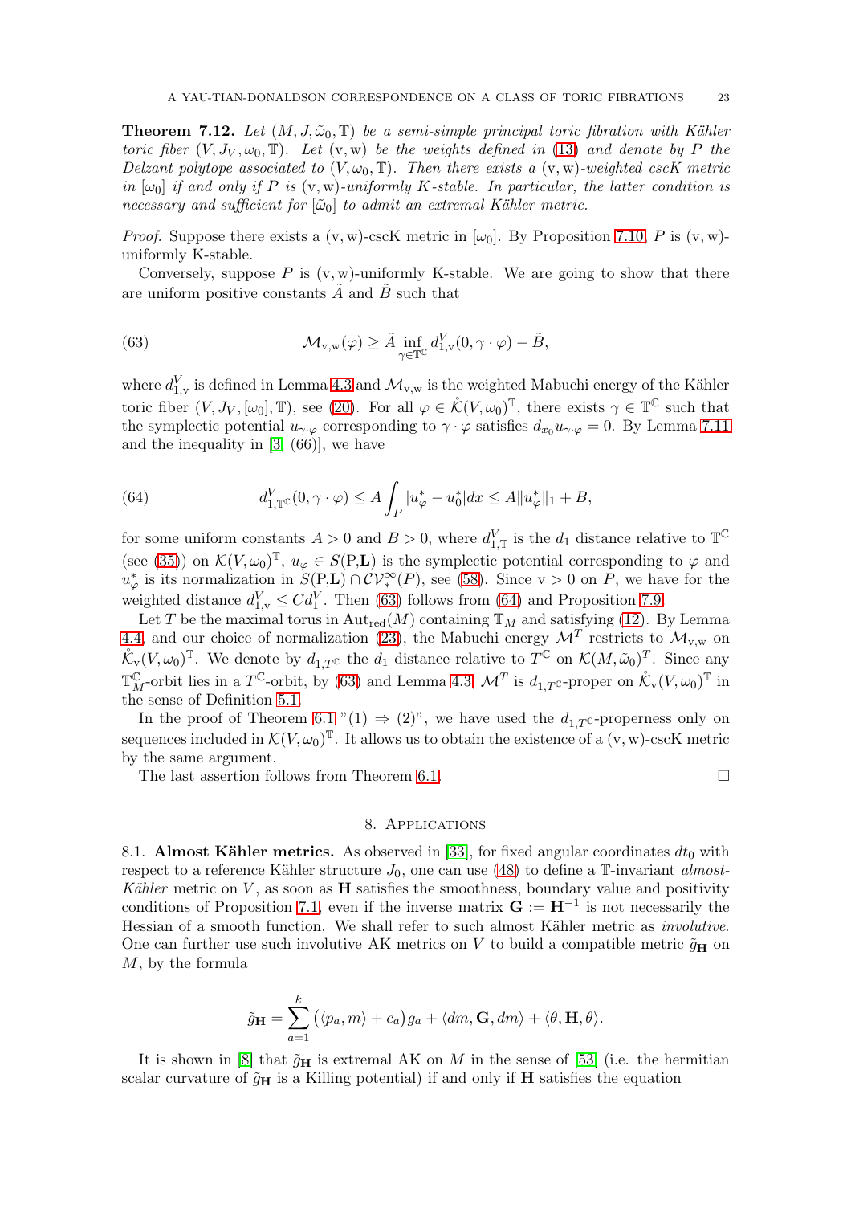**Theorem 7.12.** *Let $(M, J, \tilde{\omega}_0, \mathbb{T})$ be a semi-simple principal toric fibration with Kähler toric fiber $(V, J_V, \omega_0, \mathbb{T})$. Let $(\mathrm{v}, \mathrm{w})$ be the weights defined in (13) and denote by $P$ the Delzant polytope associated to $(V, \omega_0, \mathbb{T})$. Then there exists a $(\mathrm{v}, \mathrm{w})$-weighted cscK metric in $[\omega_0]$ if and only if $P$ is $(\mathrm{v}, \mathrm{w})$-uniformly K-stable. In particular, the latter condition is necessary and sufficient for $[\tilde{\omega}_0]$ to admit an extremal Kähler metric.*

*Proof.* Suppose there exists a $(\mathrm{v}, \mathrm{w})$-cscK metric in $[\omega_0]$. By Proposition 7.10, $P$ is $(\mathrm{v}, \mathrm{w})$-uniformly K-stable.

Conversely, suppose $P$ is $(\mathrm{v}, \mathrm{w})$-uniformly K-stable. We are going to show that there are uniform positive constants $\tilde{A}$ and $\tilde{B}$ such that

$$\mathcal{M}_{\mathrm{v},\mathrm{w}}(\varphi) \geq \tilde{A} \inf_{\gamma \in \mathbb{T}^{\mathbb{C}}} d_{1,\mathrm{v}}^{V}(0, \gamma \cdot \varphi) - \tilde{B}, \tag{63}$$

where $d_{1,\mathrm{v}}^{V}$ is defined in Lemma 4.3 and $\mathcal{M}_{\mathrm{v},\mathrm{w}}$ is the weighted Mabuchi energy of the Kähler toric fiber $(V, J_V, [\omega_0], \mathbb{T})$, see (20). For all $\varphi \in \mathring{\mathcal{K}}(V, \omega_0)^{\mathbb{T}}$, there exists $\gamma \in \mathbb{T}^{\mathbb{C}}$ such that the symplectic potential $u_{\gamma \cdot \varphi}$ corresponding to $\gamma \cdot \varphi$ satisfies $d_{x_0} u_{\gamma \cdot \varphi} = 0$. By Lemma 7.11 and the inequality in [3, (66)], we have

$$d_{1,\mathbb{T}^{\mathbb{C}}}^{V}(0, \gamma \cdot \varphi) \leq A \int_P |u_\varphi^* - u_0^*| dx \leq A \|u_\varphi^*\|_1 + B, \tag{64}$$

for some uniform constants $A > 0$ and $B > 0$, where $d_{1,\mathbb{T}}^{V}$ is the $d_1$ distance relative to $\mathbb{T}^{\mathbb{C}}$ (see (35)) on $\mathcal{K}(V, \omega_0)^{\mathbb{T}}$, $u_\varphi \in S(\mathrm{P}, \mathbf{L})$ is the symplectic potential corresponding to $\varphi$ and $u_\varphi^*$ is its normalization in $S(\mathrm{P}, \mathbf{L}) \cap \mathcal{CV}_*^\infty(P)$, see (58). Since $\mathrm{v} > 0$ on $P$, we have for the weighted distance $d_{1,\mathrm{v}}^{V} \leq C d_1^{V}$. Then (63) follows from (64) and Proposition 7.9.

Let $T$ be the maximal torus in $\mathrm{Aut}_{\mathrm{red}}(M)$ containing $\mathbb{T}_M$ and satisfying (12). By Lemma 4.4 and our choice of normalization (23), the Mabuchi energy $\mathcal{M}^T$ restricts to $\mathcal{M}_{\mathrm{v},\mathrm{w}}$ on $\mathring{\mathcal{K}}_{\mathrm{v}}(V, \omega_0)^{\mathbb{T}}$. We denote by $d_{1,T^{\mathbb{C}}}$ the $d_1$ distance relative to $T^{\mathbb{C}}$ on $\mathcal{K}(M, \tilde{\omega}_0)^T$. Since any $\mathbb{T}_M^{\mathbb{C}}$-orbit lies in a $T^{\mathbb{C}}$-orbit, by (63) and Lemma 4.3, $\mathcal{M}^T$ is $d_{1,T^{\mathbb{C}}}$-proper on $\mathring{\mathcal{K}}_{\mathrm{v}}(V, \omega_0)^{\mathbb{T}}$ in the sense of Definition 5.1.

In the proof of Theorem 6.1 "(1) $\Rightarrow$ (2)", we have used the $d_{1,T^{\mathbb{C}}}$-properness only on sequences included in $\mathcal{K}(V, \omega_0)^{\mathbb{T}}$. It allows us to obtain the existence of a $(\mathrm{v}, \mathrm{w})$-cscK metric by the same argument.

The last assertion follows from Theorem 6.1. $\square$

## 8. Applications

8.1. **Almost Kähler metrics.** As observed in [33], for fixed angular coordinates $dt_0$ with respect to a reference Kähler structure $J_0$, one can use (48) to define a $\mathbb{T}$-invariant *almost-Kähler* metric on $V$, as soon as $\mathbf{H}$ satisfies the smoothness, boundary value and positivity conditions of Proposition 7.1, even if the inverse matrix $\mathbf{G} := \mathbf{H}^{-1}$ is not necessarily the Hessian of a smooth function. We shall refer to such almost Kähler metrics as *involutive*. One can further use such involutive AK metrics on $V$ to build a compatible metric $\tilde{g}_{\mathbf{H}}$ on $M$, by the formula

$$\tilde{g}_{\mathbf{H}} = \sum_{a=1}^{k} \big(\langle p_a, m \rangle + c_a\big) g_a + \langle dm, \mathbf{G}, dm \rangle + \langle \theta, \mathbf{H}, \theta \rangle.$$

It is shown in [8] that $\tilde{g}_{\mathbf{H}}$ is extremal AK on $M$ in the sense of [53] (i.e. the hermitian scalar curvature of $\tilde{g}_{\mathbf{H}}$ is a Killing potential) if and only if $\mathbf{H}$ satisfies the equation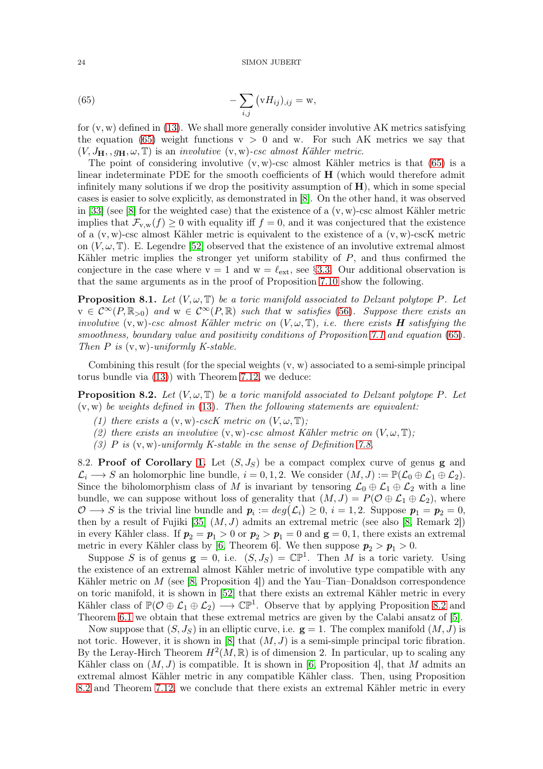$$-\sum_{i,j} (\mathrm{v}H_{ij})_{,ij} = \mathrm{w}, \tag{65}$$

for $(\mathrm{v},\mathrm{w})$ defined in (13). We shall more generally consider involutive AK metrics satisfying the equation (65) weight functions $\mathrm{v} > 0$ and $\mathrm{w}$. For such AK metrics we say that $(V, J_{\mathbf{H}},, g_{\mathbf{H}}, \omega, \mathbb{T})$ is an *involutive* $(\mathrm{v},\mathrm{w})$*-csc almost Kähler metric*.

The point of considering involutive $(\mathrm{v},\mathrm{w})$-csc almost Kähler metrics is that (65) is a linear indeterminate PDE for the smooth coefficients of $\mathbf{H}$ (which would therefore admit infinitely many solutions if we drop the positivity assumption of $\mathbf{H}$), which in some special cases is easier to solve explicitly, as demonstrated in [8]. On the other hand, it was observed in [33] (see [8] for the weighted case) that the existence of a $(\mathrm{v},\mathrm{w})$-csc almost Kähler metric implies that $\mathcal{F}_{\mathrm{v},\mathrm{w}}(f) \geq 0$ with equality iff $f = 0$, and it was conjectured that the existence of a $(\mathrm{v},\mathrm{w})$-csc almost Kähler metric is equivalent to the existence of a $(\mathrm{v},\mathrm{w})$-cscK metric on $(V, \omega, \mathbb{T})$. E. Legendre [52] observed that the existence of an involutive extremal almost Kähler metric implies the stronger yet uniform stability of $P$, and thus confirmed the conjecture in the case where $\mathrm{v} = 1$ and $\mathrm{w} = \ell_{\mathrm{ext}}$, see §3.3. Our additional observation is that the same arguments as in the proof of Proposition 7.10 show the following.

**Proposition 8.1.** *Let $(V, \omega, \mathbb{T})$ be a toric manifold associated to Delzant polytope $P$. Let $\mathrm{v} \in \mathcal{C}^\infty(P, \mathbb{R}_{>0})$ and $\mathrm{w} \in \mathcal{C}^\infty(P, \mathbb{R})$ such that $\mathrm{w}$ satisfies (56). Suppose there exists an involutive $(\mathrm{v},\mathrm{w})$-csc almost Kähler metric on $(V, \omega, \mathbb{T})$, i.e. there exists $\boldsymbol{H}$ satisfying the smoothness, boundary value and positivity conditions of Proposition 7.1 and equation (65). Then $P$ is $(\mathrm{v},\mathrm{w})$-uniformly K-stable.*

Combining this result (for the special weights $(\mathrm{v},\mathrm{w})$ associated to a semi-simple principal torus bundle via (13)) with Theorem 7.12, we deduce:

**Proposition 8.2.** *Let $(V, \omega, \mathbb{T})$ be a toric manifold associated to Delzant polytope $P$. Let $(\mathrm{v},\mathrm{w})$ be weights defined in (13). Then the following statements are equivalent:*

*(1) there exists a $(\mathrm{v},\mathrm{w})$-cscK metric on $(V, \omega, \mathbb{T})$;*
*(2) there exists an involutive $(\mathrm{v},\mathrm{w})$-csc almost Kähler metric on $(V, \omega, \mathbb{T})$;*
*(3) $P$ is $(\mathrm{v},\mathrm{w})$-uniformly K-stable in the sense of Definition 7.8.*

8.2. **Proof of Corollary 1.** Let $(S, J_S)$ be a compact complex curve of genus $\mathbf{g}$ and $\mathcal{L}_i \longrightarrow S$ an holomorphic line bundle, $i = 0, 1, 2$. We consider $(M, J) := \mathbb{P}(\mathcal{L}_0 \oplus \mathcal{L}_1 \oplus \mathcal{L}_2)$. Since the biholomorphism class of $M$ is invariant by tensoring $\mathcal{L}_0 \oplus \mathcal{L}_1 \oplus \mathcal{L}_2$ with a line bundle, we can suppose without loss of generality that $(M, J) = P(\mathcal{O} \oplus \mathcal{L}_1 \oplus \mathcal{L}_2)$, where $\mathcal{O} \longrightarrow S$ is the trivial line bundle and $\boldsymbol{p}_i := deg(\mathcal{L}_i) \geq 0$, $i = 1, 2$. Suppose $\boldsymbol{p}_1 = \boldsymbol{p}_2 = 0$, then by a result of Fujiki [35] $(M, J)$ admits an extremal metric (see also [8, Remark 2]) in every Kähler class. If $\boldsymbol{p}_2 = \boldsymbol{p}_1 > 0$ or $\boldsymbol{p}_2 > \boldsymbol{p}_1 = 0$ and $\mathbf{g} = 0, 1$, there exists an extremal metric in every Kähler class by [6, Theorem 6]. We then suppose $\boldsymbol{p}_2 > \boldsymbol{p}_1 > 0$.

Suppose $S$ is of genus $\mathbf{g} = 0$, i.e. $(S, J_S) = \mathbb{CP}^1$. Then $M$ is a toric variety. Using the existence of an extremal almost Kähler metric of involutive type compatible with any Kähler metric on $M$ (see [8, Proposition 4]) and the Yau–Tian–Donaldson correspondence on toric manifold, it is shown in [52] that there exists an extremal Kähler metric in every Kähler class of $\mathbb{P}(\mathcal{O} \oplus \mathcal{L}_1 \oplus \mathcal{L}_2) \longrightarrow \mathbb{CP}^1$. Observe that by applying Proposition 8.2 and Theorem 6.1 we obtain that these extremal metrics are given by the Calabi ansatz of [5].

Now suppose that $(S, J_S)$ in an elliptic curve, i.e. $\mathbf{g} = 1$. The complex manifold $(M, J)$ is not toric. However, it is shown in [8] that $(M, J)$ is a semi-simple principal toric fibration. By the Leray-Hirch Theorem $H^2(M, \mathbb{R})$ is of dimension 2. In particular, up to scaling any Kähler class on $(M, J)$ is compatible. It is shown in [6, Proposition 4], that $M$ admits an extremal almost Kähler metric in any compatible Kähler class. Then, using Proposition 8.2 and Theorem 7.12, we conclude that there exists an extremal Kähler metric in every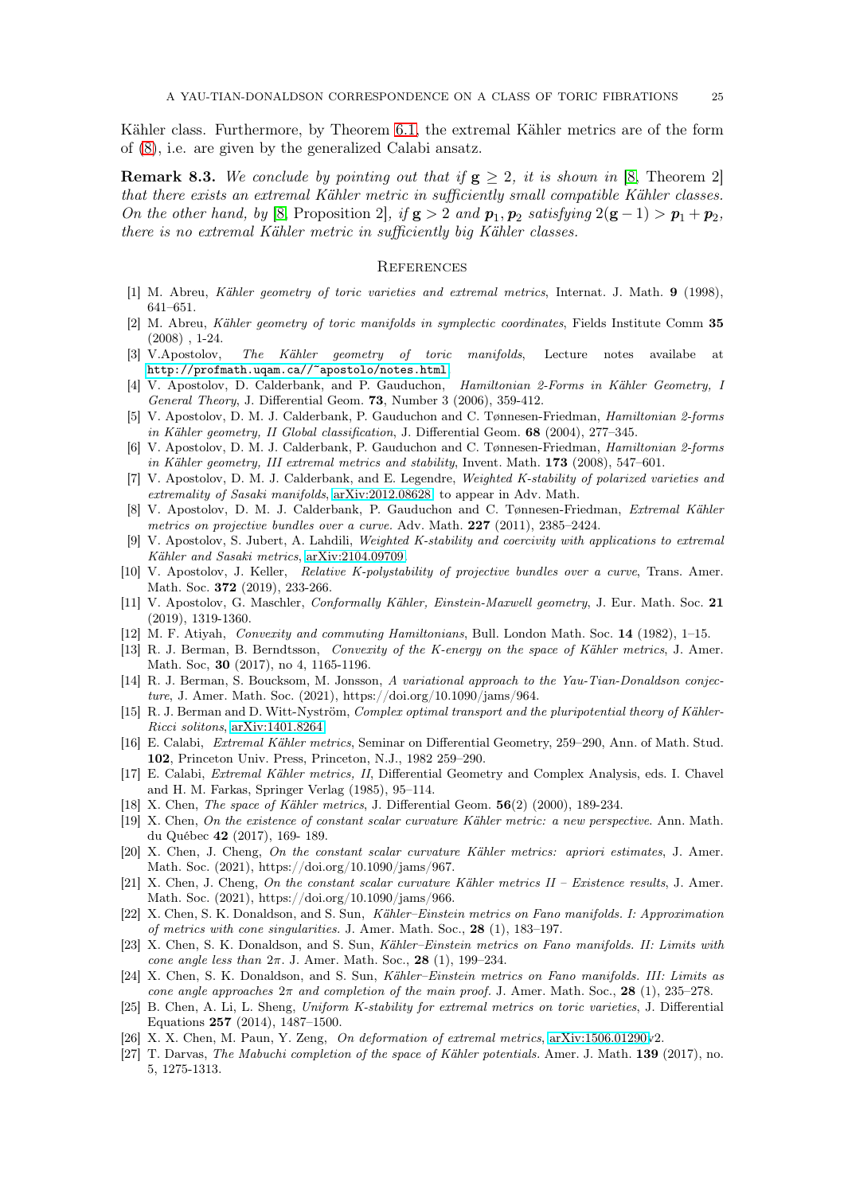Kähler class. Furthermore, by Theorem 6.1, the extremal Kähler metrics are of the form of (8), i.e. are given by the generalized Calabi ansatz.

**Remark 8.3.** *We conclude by pointing out that if $\mathbf{g} \geq 2$, it is shown in* [8, Theorem 2] *that there exists an extremal Kähler metric in sufficiently small compatible Kähler classes. On the other hand, by* [8, Proposition 2]*, if $\mathbf{g} > 2$ and $\boldsymbol{p}_1, \boldsymbol{p}_2$ satisfying $2(\mathbf{g}-1) > \boldsymbol{p}_1 + \boldsymbol{p}_2$, there is no extremal Kähler metric in sufficiently big Kähler classes.*

## References

- [1] M. Abreu, *Kähler geometry of toric varieties and extremal metrics*, Internat. J. Math. **9** (1998), 641–651.
- [2] M. Abreu, *Kähler geometry of toric manifolds in symplectic coordinates*, Fields Institute Comm **35** (2008) , 1-24.
- [3] V.Apostolov, *The Kähler geometry of toric manifolds*, Lecture notes availabe at http://profmath.uqam.ca//~apostolo/notes.html
- [4] V. Apostolov, D. Calderbank, and P. Gauduchon, *Hamiltonian 2-Forms in Kähler Geometry, I General Theory*, J. Differential Geom. **73**, Number 3 (2006), 359-412.
- [5] V. Apostolov, D. M. J. Calderbank, P. Gauduchon and C. Tønnesen-Friedman, *Hamiltonian 2-forms in Kähler geometry, II Global classification*, J. Differential Geom. **68** (2004), 277–345.
- [6] V. Apostolov, D. M. J. Calderbank, P. Gauduchon and C. Tønnesen-Friedman, *Hamiltonian 2-forms in Kähler geometry, III extremal metrics and stability*, Invent. Math. **173** (2008), 547–601.
- [7] V. Apostolov, D. M. J. Calderbank, and E. Legendre, *Weighted K-stability of polarized varieties and extremality of Sasaki manifolds*, arXiv:2012.08628, to appear in Adv. Math.
- [8] V. Apostolov, D. M. J. Calderbank, P. Gauduchon and C. Tønnesen-Friedman, *Extremal Kähler metrics on projective bundles over a curve.* Adv. Math. **227** (2011), 2385–2424.
- [9] V. Apostolov, S. Jubert, A. Lahdili, *Weighted K-stability and coercivity with applications to extremal Kähler and Sasaki metrics*, arXiv:2104.09709.
- [10] V. Apostolov, J. Keller, *Relative K-polystability of projective bundles over a curve*, Trans. Amer. Math. Soc. **372** (2019), 233-266.
- [11] V. Apostolov, G. Maschler, *Conformally Kähler, Einstein-Maxwell geometry*, J. Eur. Math. Soc. **21** (2019), 1319-1360.
- [12] M. F. Atiyah, *Convexity and commuting Hamiltonians*, Bull. London Math. Soc. **14** (1982), 1–15.
- [13] R. J. Berman, B. Berndtsson, *Convexity of the K-energy on the space of Kähler metrics*, J. Amer. Math. Soc, **30** (2017), no 4, 1165-1196.
- [14] R. J. Berman, S. Boucksom, M. Jonsson, *A variational approach to the Yau-Tian-Donaldson conjecture*, J. Amer. Math. Soc. (2021), https://doi.org/10.1090/jams/964.
- [15] R. J. Berman and D. Witt-Nyström, *Complex optimal transport and the pluripotential theory of Kähler-Ricci solitons*, arXiv:1401.8264.
- [16] E. Calabi, *Extremal Kähler metrics*, Seminar on Differential Geometry, 259–290, Ann. of Math. Stud. **102**, Princeton Univ. Press, Princeton, N.J., 1982 259–290.
- [17] E. Calabi, *Extremal Kähler metrics, II*, Differential Geometry and Complex Analysis, eds. I. Chavel and H. M. Farkas, Springer Verlag (1985), 95–114.
- [18] X. Chen, *The space of Kähler metrics*, J. Differential Geom. **56**(2) (2000), 189-234.
- [19] X. Chen, *On the existence of constant scalar curvature Kähler metric: a new perspective*. Ann. Math. du Québec **42** (2017), 169- 189.
- [20] X. Chen, J. Cheng, *On the constant scalar curvature Kähler metrics: apriori estimates*, J. Amer. Math. Soc. (2021), https://doi.org/10.1090/jams/967.
- [21] X. Chen, J. Cheng, *On the constant scalar curvature Kähler metrics II – Existence results*, J. Amer. Math. Soc. (2021), https://doi.org/10.1090/jams/966.
- [22] X. Chen, S. K. Donaldson, and S. Sun, *Kähler–Einstein metrics on Fano manifolds. I: Approximation of metrics with cone singularities*. J. Amer. Math. Soc., **28** (1), 183–197.
- [23] X. Chen, S. K. Donaldson, and S. Sun, *Kähler–Einstein metrics on Fano manifolds. II: Limits with cone angle less than $2\pi$*. J. Amer. Math. Soc., **28** (1), 199–234.
- [24] X. Chen, S. K. Donaldson, and S. Sun, *Kähler–Einstein metrics on Fano manifolds. III: Limits as cone angle approaches $2\pi$ and completion of the main proof.* J. Amer. Math. Soc., **28** (1), 235–278.
- [25] B. Chen, A. Li, L. Sheng, *Uniform K-stability for extremal metrics on toric varieties*, J. Differential Equations **257** (2014), 1487–1500.
- [26] X. X. Chen, M. Paun, Y. Zeng, *On deformation of extremal metrics*, arXiv:1506.01290v2.
- [27] T. Darvas, *The Mabuchi completion of the space of Kähler potentials.* Amer. J. Math. **139** (2017), no. 5, 1275-1313.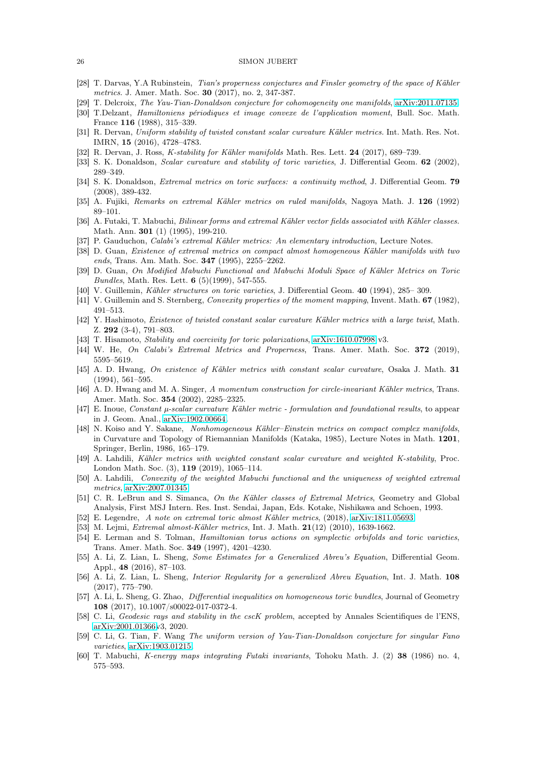- [28] T. Darvas, Y.A Rubinstein, *Tian's properness conjectures and Finsler geometry of the space of Kähler metrics*. J. Amer. Math. Soc. **30** (2017), no. 2, 347-387.
- [29] T. Delcroix, *The Yau-Tian-Donaldson conjecture for cohomogeneity one manifolds*, arXiv:2011.07135.
- [30] T.Delzant, *Hamiltoniens périodiques et image convexe de l'application moment*, Bull. Soc. Math. France **116** (1988), 315–339.
- [31] R. Dervan, *Uniform stability of twisted constant scalar curvature Kähler metrics*. Int. Math. Res. Not. IMRN, **15** (2016), 4728–4783.
- [32] R. Dervan, J. Ross, *K-stability for Kähler manifolds* Math. Res. Lett. **24** (2017), 689–739.
- [33] S. K. Donaldson, *Scalar curvature and stability of toric varieties*, J. Differential Geom. **62** (2002), 289–349.
- [34] S. K. Donaldson, *Extremal metrics on toric surfaces: a continuity method*, J. Differential Geom. **79** (2008), 389-432.
- [35] A. Fujiki, *Remarks on extremal Kähler metrics on ruled manifolds*, Nagoya Math. J. **126** (1992) 89–101.
- [36] A. Futaki, T. Mabuchi, *Bilinear forms and extremal Kähler vector fields associated with Kähler classes.* Math. Ann. **301** (1) (1995), 199-210.
- [37] P. Gauduchon, *Calabi's extremal Kähler metrics: An elementary introduction*, Lecture Notes.
- [38] D. Guan, *Existence of extremal metrics on compact almost homogeneous Kähler manifolds with two ends*, Trans. Am. Math. Soc. **347** (1995), 2255–2262.
- [39] D. Guan, *On Modified Mabuchi Functional and Mabuchi Moduli Space of Kähler Metrics on Toric Bundles*, Math. Res. Lett. **6** (5)(1999), 547-555.
- [40] V. Guillemin, *Kähler structures on toric varieties*, J. Differential Geom. **40** (1994), 285– 309.
- [41] V. Guillemin and S. Sternberg, *Convexity properties of the moment mapping*, Invent. Math. **67** (1982), 491–513.
- [42] Y. Hashimoto, *Existence of twisted constant scalar curvature Kähler metrics with a large twist*, Math. Z. **292** (3-4), 791–803.
- [43] T. Hisamoto, *Stability and coercivity for toric polarizations*, arXiv:1610.07998 v3.
- [44] W. He, *On Calabi's Extremal Metrics and Properness*, Trans. Amer. Math. Soc. **372** (2019), 5595–5619.
- [45] A. D. Hwang, *On existence of Kähler metrics with constant scalar curvature*, Osaka J. Math. **31** (1994), 561–595.
- [46] A. D. Hwang and M. A. Singer, *A momentum construction for circle-invariant Kähler metrics*, Trans. Amer. Math. Soc. **354** (2002), 2285–2325.
- [47] E. Inoue, *Constant $\mu$-scalar curvature Kähler metric - formulation and foundational results*, to appear in J. Geom. Anal., arXiv:1902.00664.
- [48] N. Koiso and Y. Sakane, *Nonhomogeneous Kähler–Einstein metrics on compact complex manifolds*, in Curvature and Topology of Riemannian Manifolds (Kataka, 1985), Lecture Notes in Math. **1201**, Springer, Berlin, 1986, 165–179.
- [49] A. Lahdili, *Kähler metrics with weighted constant scalar curvature and weighted K-stability*, Proc. London Math. Soc. (3), **119** (2019), 1065–114.
- [50] A. Lahdili, *Convexity of the weighted Mabuchi functional and the uniqueness of weighted extremal metrics*, arXiv:2007.01345.
- [51] C. R. LeBrun and S. Simanca, *On the Kähler classes of Extremal Metrics*, Geometry and Global Analysis, First MSJ Intern. Res. Inst. Sendai, Japan, Eds. Kotake, Nishikawa and Schoen, 1993.
- [52] E. Legendre, *A note on extremal toric almost Kähler metrics*, (2018), arXiv:1811.05693.
- [53] M. Lejmi, *Extremal almost-Kähler metrics*, Int. J. Math. **21**(12) (2010), 1639-1662.
- [54] E. Lerman and S. Tolman, *Hamiltonian torus actions on symplectic orbifolds and toric varieties*, Trans. Amer. Math. Soc. **349** (1997), 4201–4230.
- [55] A. Li, Z. Lian, L. Sheng, *Some Estimates for a Generalized Abreu's Equation*, Differential Geom. Appl., **48** (2016), 87–103.
- [56] A. Li, Z. Lian, L. Sheng, *Interior Regularity for a generalized Abreu Equation*, Int. J. Math. **108** (2017), 775–790.
- [57] A. Li, L. Sheng, G. Zhao, *Differential inequalities on homogeneous toric bundles*, Journal of Geometry **108** (2017), 10.1007/s00022-017-0372-4.
- [58] C. Li, *Geodesic rays and stability in the cscK problem*, accepted by Annales Scientifiques de l'ENS, arXiv:2001.01366v3, 2020.
- [59] C. Li, G. Tian, F. Wang *The uniform version of Yau-Tian-Donaldson conjecture for singular Fano varieties*, arXiv:1903.01215.
- [60] T. Mabuchi, *K-energy maps integrating Futaki invariants*, Tohoku Math. J. (2) **38** (1986) no. 4, 575–593.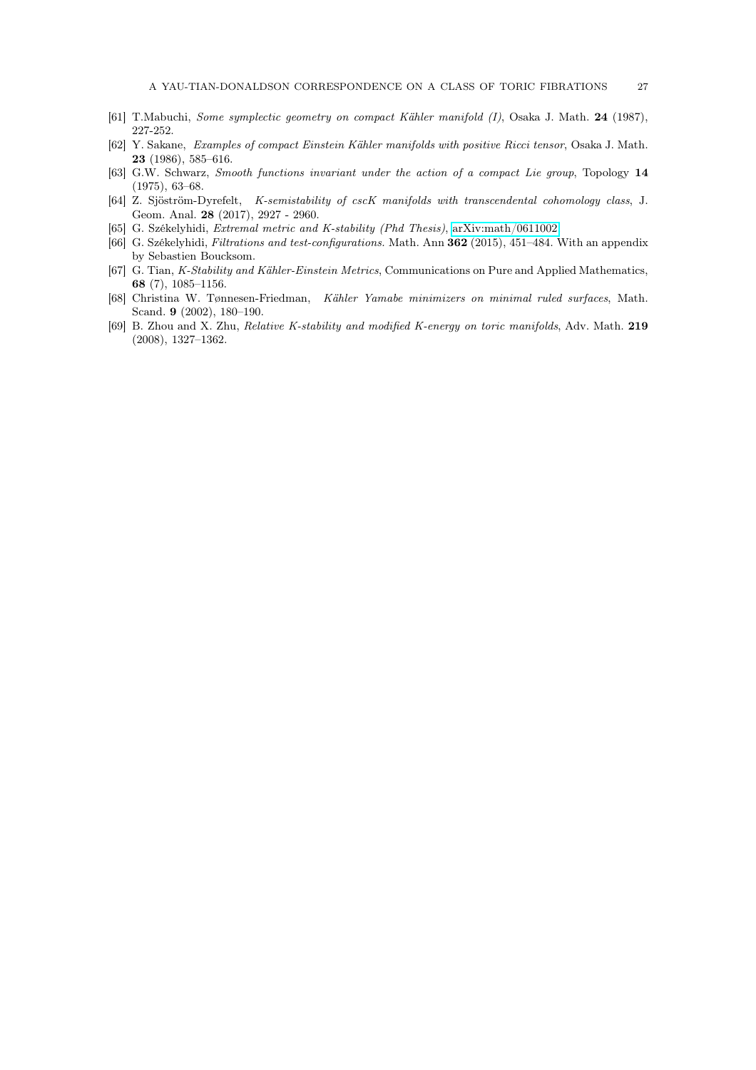[61] T.Mabuchi, *Some symplectic geometry on compact Kähler manifold (I)*, Osaka J. Math. **24** (1987), 227-252.

[62] Y. Sakane, *Examples of compact Einstein Kähler manifolds with positive Ricci tensor*, Osaka J. Math. **23** (1986), 585–616.

[63] G.W. Schwarz, *Smooth functions invariant under the action of a compact Lie group*, Topology **14** (1975), 63–68.

[64] Z. Sjöström-Dyrefelt, *K-semistability of cscK manifolds with transcendental cohomology class*, J. Geom. Anal. **28** (2017), 2927 - 2960.

[65] G. Székelyhidi, *Extremal metric and K-stability (Phd Thesis)*, arXiv:math/0611002.

[66] G. Székelyhidi, *Filtrations and test-configurations.* Math. Ann **362** (2015), 451–484. With an appendix by Sebastien Boucksom.

[67] G. Tian, *K-Stability and Kähler-Einstein Metrics*, Communications on Pure and Applied Mathematics, **68** (7), 1085–1156.

[68] Christina W. Tønnesen-Friedman, *Kähler Yamabe minimizers on minimal ruled surfaces*, Math. Scand. **9** (2002), 180–190.

[69] B. Zhou and X. Zhu, *Relative K-stability and modified K-energy on toric manifolds*, Adv. Math. **219** (2008), 1327–1362.